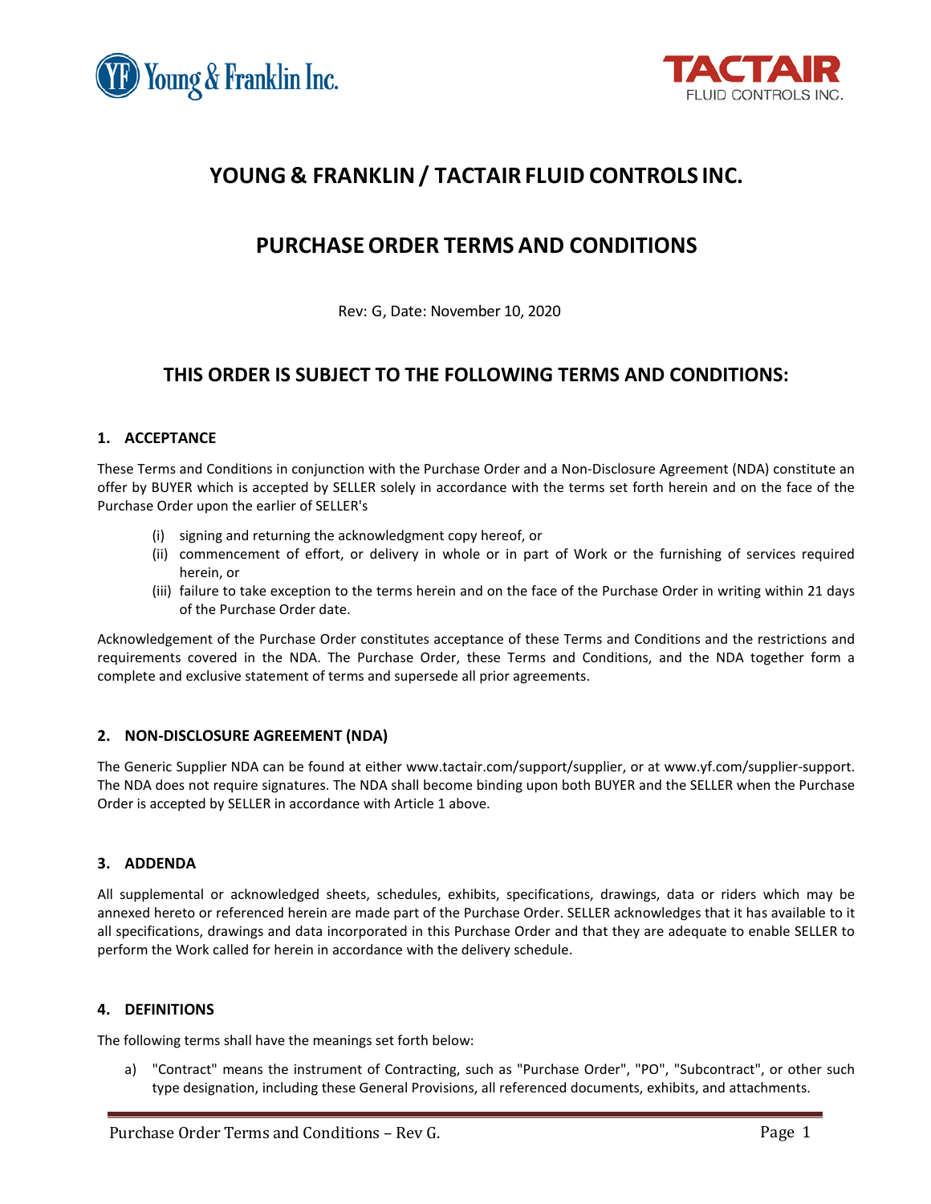# YOUNG & FRANKLIN / TACTAIR FLUID CONTROLS INC.

# PURCHASE ORDER TERMS AND CONDITIONS

Rev: G, Date: November 10, 2020

## THIS ORDER IS SUBJECT TO THE FOLLOWING TERMS AND CONDITIONS:

### 1. ACCEPTANCE

These Terms and Conditions in conjunction with the Purchase Order and a Non-Disclosure Agreement (NDA) constitute an offer by BUYER which is accepted by SELLER solely in accordance with the terms set forth herein and on the face of the Purchase Order upon the earlier of SELLER's

- (i) signing and returning the acknowledgment copy hereof, or
- (ii) commencement of effort, or delivery in whole or in part of Work or the furnishing of services required herein, or
- (iii) failure to take exception to the terms herein and on the face of the Purchase Order in writing within 21 days of the Purchase Order date.

Acknowledgement of the Purchase Order constitutes acceptance of these Terms and Conditions and the restrictions and requirements covered in the NDA. The Purchase Order, these Terms and Conditions, and the NDA together form a complete and exclusive statement of terms and supersede all prior agreements.

### 2. NON-DISCLOSURE AGREEMENT (NDA)

The Generic Supplier NDA can be found at either www.tactair.com/support/supplier, or at www.yf.com/supplier-support. The NDA does not require signatures. The NDA shall become binding upon both BUYER and the SELLER when the Purchase Order is accepted by SELLER in accordance with Article 1 above.

### 3. ADDENDA

All supplemental or acknowledged sheets, schedules, exhibits, specifications, drawings, data or riders which may be annexed hereto or referenced herein are made part of the Purchase Order. SELLER acknowledges that it has available to it all specifications, drawings and data incorporated in this Purchase Order and that they are adequate to enable SELLER to perform the Work called for herein in accordance with the delivery schedule.

### 4. DEFINITIONS

The following terms shall have the meanings set forth below:

a) "Contract" means the instrument of Contracting, such as "Purchase Order", "PO", "Subcontract", or other such type designation, including these General Provisions, all referenced documents, exhibits, and attachments.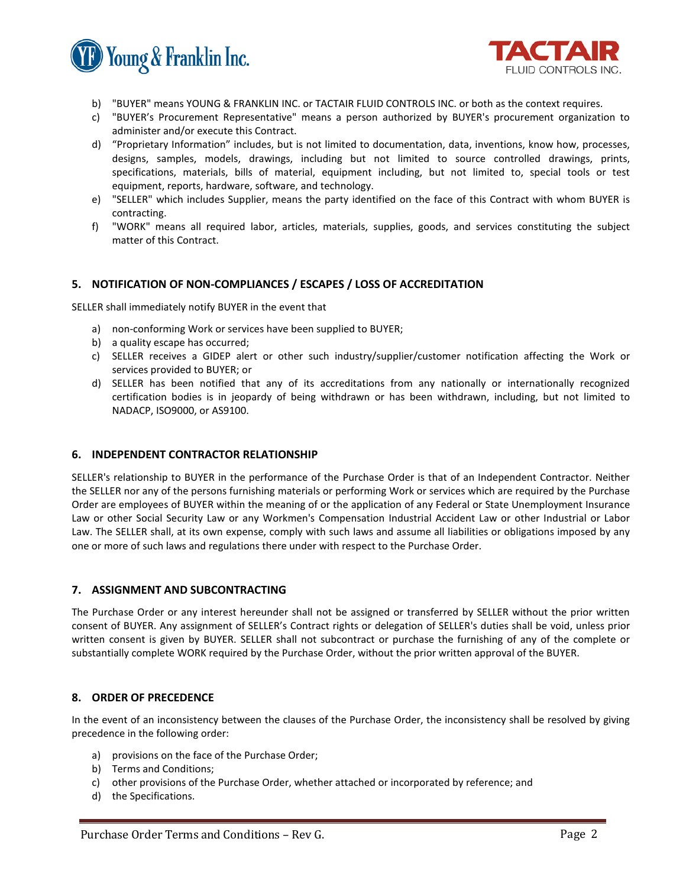b) "BUYER" means YOUNG & FRANKLIN INC. or TACTAIR FLUID CONTROLS INC. or both as the context requires.
c) "BUYER's Procurement Representative" means a person authorized by BUYER's procurement organization to administer and/or execute this Contract.
d) "Proprietary Information" includes, but is not limited to documentation, data, inventions, know how, processes, designs, samples, models, drawings, including but not limited to source controlled drawings, prints, specifications, materials, bills of material, equipment including, but not limited to, special tools or test equipment, reports, hardware, software, and technology.
e) "SELLER" which includes Supplier, means the party identified on the face of this Contract with whom BUYER is contracting.
f) "WORK" means all required labor, articles, materials, supplies, goods, and services constituting the subject matter of this Contract.

## 5. NOTIFICATION OF NON-COMPLIANCES / ESCAPES / LOSS OF ACCREDITATION

SELLER shall immediately notify BUYER in the event that

a) non-conforming Work or services have been supplied to BUYER;
b) a quality escape has occurred;
c) SELLER receives a GIDEP alert or other such industry/supplier/customer notification affecting the Work or services provided to BUYER; or
d) SELLER has been notified that any of its accreditations from any nationally or internationally recognized certification bodies is in jeopardy of being withdrawn or has been withdrawn, including, but not limited to NADACP, ISO9000, or AS9100.

## 6. INDEPENDENT CONTRACTOR RELATIONSHIP

SELLER's relationship to BUYER in the performance of the Purchase Order is that of an Independent Contractor. Neither the SELLER nor any of the persons furnishing materials or performing Work or services which are required by the Purchase Order are employees of BUYER within the meaning of or the application of any Federal or State Unemployment Insurance Law or other Social Security Law or any Workmen's Compensation Industrial Accident Law or other Industrial or Labor Law. The SELLER shall, at its own expense, comply with such laws and assume all liabilities or obligations imposed by any one or more of such laws and regulations there under with respect to the Purchase Order.

## 7. ASSIGNMENT AND SUBCONTRACTING

The Purchase Order or any interest hereunder shall not be assigned or transferred by SELLER without the prior written consent of BUYER. Any assignment of SELLER's Contract rights or delegation of SELLER's duties shall be void, unless prior written consent is given by BUYER. SELLER shall not subcontract or purchase the furnishing of any of the complete or substantially complete WORK required by the Purchase Order, without the prior written approval of the BUYER.

## 8. ORDER OF PRECEDENCE

In the event of an inconsistency between the clauses of the Purchase Order, the inconsistency shall be resolved by giving precedence in the following order:

a) provisions on the face of the Purchase Order;
b) Terms and Conditions;
c) other provisions of the Purchase Order, whether attached or incorporated by reference; and
d) the Specifications.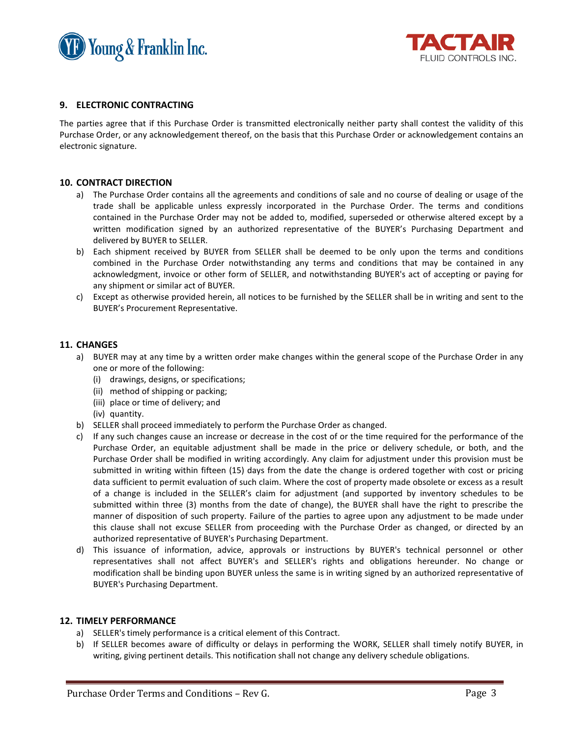## 9. ELECTRONIC CONTRACTING

The parties agree that if this Purchase Order is transmitted electronically neither party shall contest the validity of this Purchase Order, or any acknowledgement thereof, on the basis that this Purchase Order or acknowledgement contains an electronic signature.

## 10. CONTRACT DIRECTION

a) The Purchase Order contains all the agreements and conditions of sale and no course of dealing or usage of the trade shall be applicable unless expressly incorporated in the Purchase Order. The terms and conditions contained in the Purchase Order may not be added to, modified, superseded or otherwise altered except by a written modification signed by an authorized representative of the BUYER's Purchasing Department and delivered by BUYER to SELLER.
b) Each shipment received by BUYER from SELLER shall be deemed to be only upon the terms and conditions combined in the Purchase Order notwithstanding any terms and conditions that may be contained in any acknowledgment, invoice or other form of SELLER, and notwithstanding BUYER's act of accepting or paying for any shipment or similar act of BUYER.
c) Except as otherwise provided herein, all notices to be furnished by the SELLER shall be in writing and sent to the BUYER's Procurement Representative.

## 11. CHANGES

a) BUYER may at any time by a written order make changes within the general scope of the Purchase Order in any one or more of the following:
   (i) drawings, designs, or specifications;
   (ii) method of shipping or packing;
   (iii) place or time of delivery; and
   (iv) quantity.
b) SELLER shall proceed immediately to perform the Purchase Order as changed.
c) If any such changes cause an increase or decrease in the cost of or the time required for the performance of the Purchase Order, an equitable adjustment shall be made in the price or delivery schedule, or both, and the Purchase Order shall be modified in writing accordingly. Any claim for adjustment under this provision must be submitted in writing within fifteen (15) days from the date the change is ordered together with cost or pricing data sufficient to permit evaluation of such claim. Where the cost of property made obsolete or excess as a result of a change is included in the SELLER's claim for adjustment (and supported by inventory schedules to be submitted within three (3) months from the date of change), the BUYER shall have the right to prescribe the manner of disposition of such property. Failure of the parties to agree upon any adjustment to be made under this clause shall not excuse SELLER from proceeding with the Purchase Order as changed, or directed by an authorized representative of BUYER's Purchasing Department.
d) This issuance of information, advice, approvals or instructions by BUYER's technical personnel or other representatives shall not affect BUYER's and SELLER's rights and obligations hereunder. No change or modification shall be binding upon BUYER unless the same is in writing signed by an authorized representative of BUYER's Purchasing Department.

## 12. TIMELY PERFORMANCE

a) SELLER's timely performance is a critical element of this Contract.
b) If SELLER becomes aware of difficulty or delays in performing the WORK, SELLER shall timely notify BUYER, in writing, giving pertinent details. This notification shall not change any delivery schedule obligations.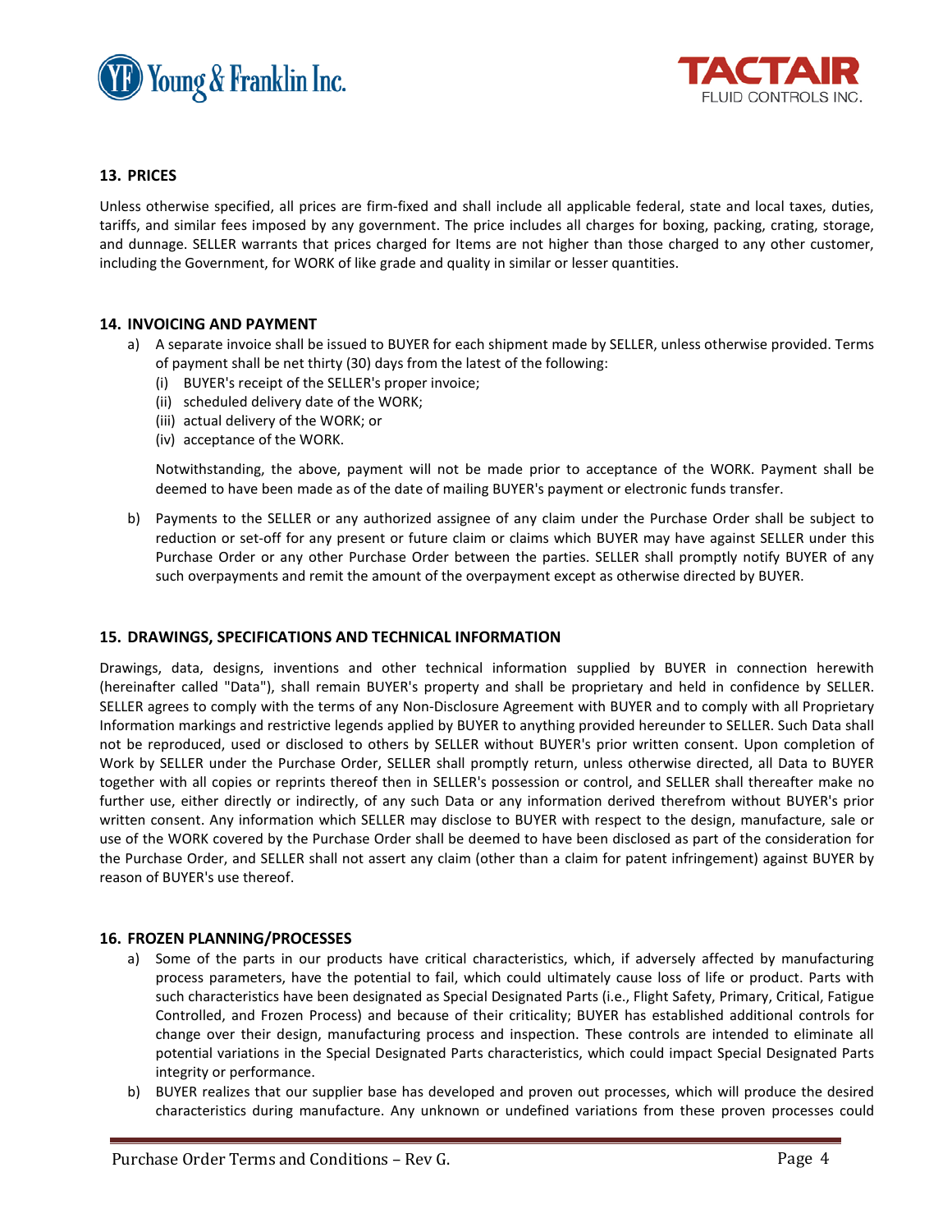## 13. PRICES

Unless otherwise specified, all prices are firm-fixed and shall include all applicable federal, state and local taxes, duties, tariffs, and similar fees imposed by any government. The price includes all charges for boxing, packing, crating, storage, and dunnage. SELLER warrants that prices charged for Items are not higher than those charged to any other customer, including the Government, for WORK of like grade and quality in similar or lesser quantities.

## 14. INVOICING AND PAYMENT

a) A separate invoice shall be issued to BUYER for each shipment made by SELLER, unless otherwise provided. Terms of payment shall be net thirty (30) days from the latest of the following:
   (i) BUYER's receipt of the SELLER's proper invoice;
   (ii) scheduled delivery date of the WORK;
   (iii) actual delivery of the WORK; or
   (iv) acceptance of the WORK.

   Notwithstanding, the above, payment will not be made prior to acceptance of the WORK. Payment shall be deemed to have been made as of the date of mailing BUYER's payment or electronic funds transfer.

b) Payments to the SELLER or any authorized assignee of any claim under the Purchase Order shall be subject to reduction or set-off for any present or future claim or claims which BUYER may have against SELLER under this Purchase Order or any other Purchase Order between the parties. SELLER shall promptly notify BUYER of any such overpayments and remit the amount of the overpayment except as otherwise directed by BUYER.

## 15. DRAWINGS, SPECIFICATIONS AND TECHNICAL INFORMATION

Drawings, data, designs, inventions and other technical information supplied by BUYER in connection herewith (hereinafter called "Data"), shall remain BUYER's property and shall be proprietary and held in confidence by SELLER. SELLER agrees to comply with the terms of any Non-Disclosure Agreement with BUYER and to comply with all Proprietary Information markings and restrictive legends applied by BUYER to anything provided hereunder to SELLER. Such Data shall not be reproduced, used or disclosed to others by SELLER without BUYER's prior written consent. Upon completion of Work by SELLER under the Purchase Order, SELLER shall promptly return, unless otherwise directed, all Data to BUYER together with all copies or reprints thereof then in SELLER's possession or control, and SELLER shall thereafter make no further use, either directly or indirectly, of any such Data or any information derived therefrom without BUYER's prior written consent. Any information which SELLER may disclose to BUYER with respect to the design, manufacture, sale or use of the WORK covered by the Purchase Order shall be deemed to have been disclosed as part of the consideration for the Purchase Order, and SELLER shall not assert any claim (other than a claim for patent infringement) against BUYER by reason of BUYER's use thereof.

## 16. FROZEN PLANNING/PROCESSES

a) Some of the parts in our products have critical characteristics, which, if adversely affected by manufacturing process parameters, have the potential to fail, which could ultimately cause loss of life or product. Parts with such characteristics have been designated as Special Designated Parts (i.e., Flight Safety, Primary, Critical, Fatigue Controlled, and Frozen Process) and because of their criticality; BUYER has established additional controls for change over their design, manufacturing process and inspection. These controls are intended to eliminate all potential variations in the Special Designated Parts characteristics, which could impact Special Designated Parts integrity or performance.

b) BUYER realizes that our supplier base has developed and proven out processes, which will produce the desired characteristics during manufacture. Any unknown or undefined variations from these proven processes could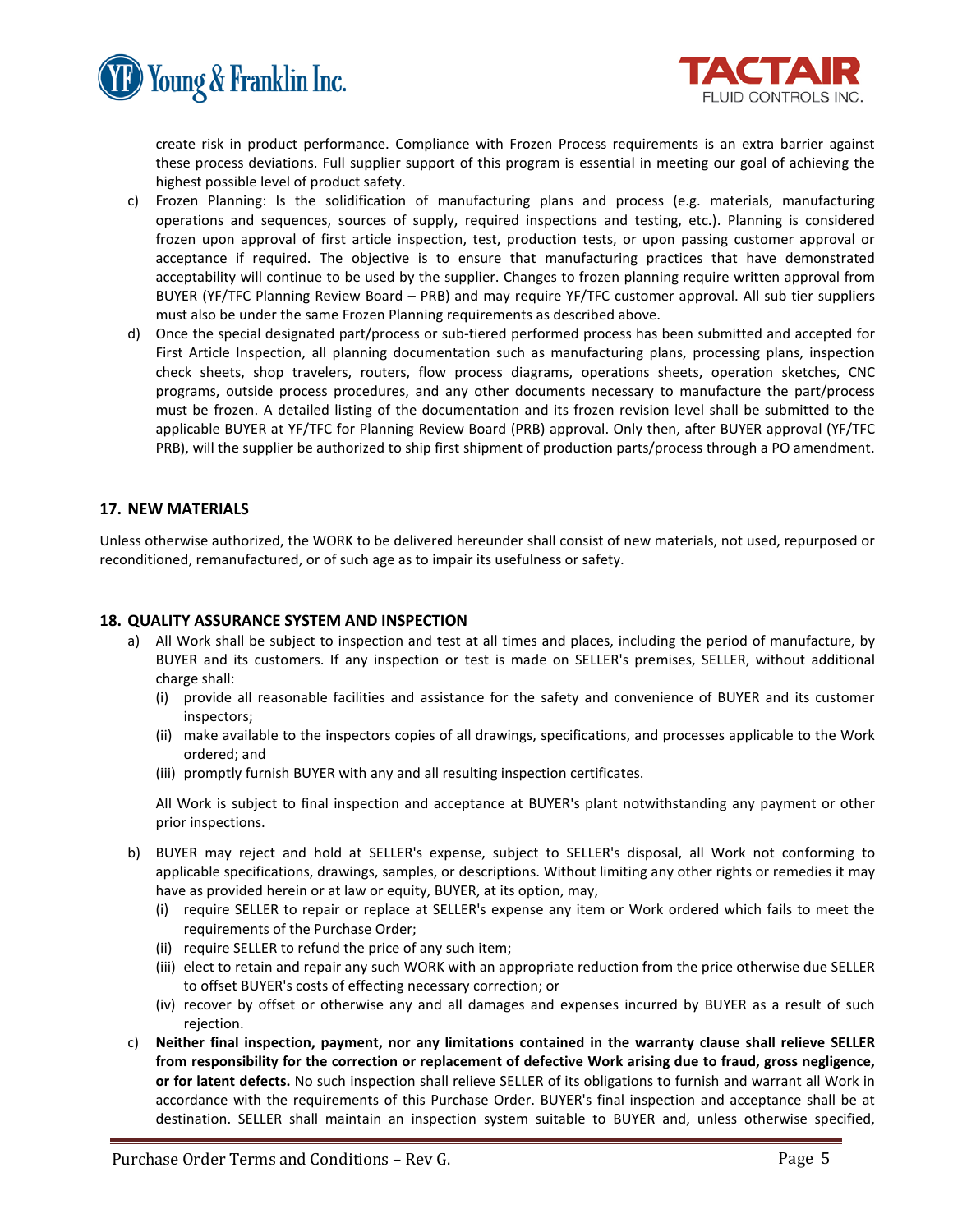create risk in product performance. Compliance with Frozen Process requirements is an extra barrier against these process deviations. Full supplier support of this program is essential in meeting our goal of achieving the highest possible level of product safety.

c) Frozen Planning: Is the solidification of manufacturing plans and process (e.g. materials, manufacturing operations and sequences, sources of supply, required inspections and testing, etc.). Planning is considered frozen upon approval of first article inspection, test, production tests, or upon passing customer approval or acceptance if required. The objective is to ensure that manufacturing practices that have demonstrated acceptability will continue to be used by the supplier. Changes to frozen planning require written approval from BUYER (YF/TFC Planning Review Board – PRB) and may require YF/TFC customer approval. All sub tier suppliers must also be under the same Frozen Planning requirements as described above.

d) Once the special designated part/process or sub-tiered performed process has been submitted and accepted for First Article Inspection, all planning documentation such as manufacturing plans, processing plans, inspection check sheets, shop travelers, routers, flow process diagrams, operations sheets, operation sketches, CNC programs, outside process procedures, and any other documents necessary to manufacture the part/process must be frozen. A detailed listing of the documentation and its frozen revision level shall be submitted to the applicable BUYER at YF/TFC for Planning Review Board (PRB) approval. Only then, after BUYER approval (YF/TFC PRB), will the supplier be authorized to ship first shipment of production parts/process through a PO amendment.

## 17. NEW MATERIALS

Unless otherwise authorized, the WORK to be delivered hereunder shall consist of new materials, not used, repurposed or reconditioned, remanufactured, or of such age as to impair its usefulness or safety.

## 18. QUALITY ASSURANCE SYSTEM AND INSPECTION

a) All Work shall be subject to inspection and test at all times and places, including the period of manufacture, by BUYER and its customers. If any inspection or test is made on SELLER's premises, SELLER, without additional charge shall:
   (i) provide all reasonable facilities and assistance for the safety and convenience of BUYER and its customer inspectors;
   (ii) make available to the inspectors copies of all drawings, specifications, and processes applicable to the Work ordered; and
   (iii) promptly furnish BUYER with any and all resulting inspection certificates.

   All Work is subject to final inspection and acceptance at BUYER's plant notwithstanding any payment or other prior inspections.

b) BUYER may reject and hold at SELLER's expense, subject to SELLER's disposal, all Work not conforming to applicable specifications, drawings, samples, or descriptions. Without limiting any other rights or remedies it may have as provided herein or at law or equity, BUYER, at its option, may,
   (i) require SELLER to repair or replace at SELLER's expense any item or Work ordered which fails to meet the requirements of the Purchase Order;
   (ii) require SELLER to refund the price of any such item;
   (iii) elect to retain and repair any such WORK with an appropriate reduction from the price otherwise due SELLER to offset BUYER's costs of effecting necessary correction; or
   (iv) recover by offset or otherwise any and all damages and expenses incurred by BUYER as a result of such rejection.

c) **Neither final inspection, payment, nor any limitations contained in the warranty clause shall relieve SELLER from responsibility for the correction or replacement of defective Work arising due to fraud, gross negligence, or for latent defects.** No such inspection shall relieve SELLER of its obligations to furnish and warrant all Work in accordance with the requirements of this Purchase Order. BUYER's final inspection and acceptance shall be at destination. SELLER shall maintain an inspection system suitable to BUYER and, unless otherwise specified,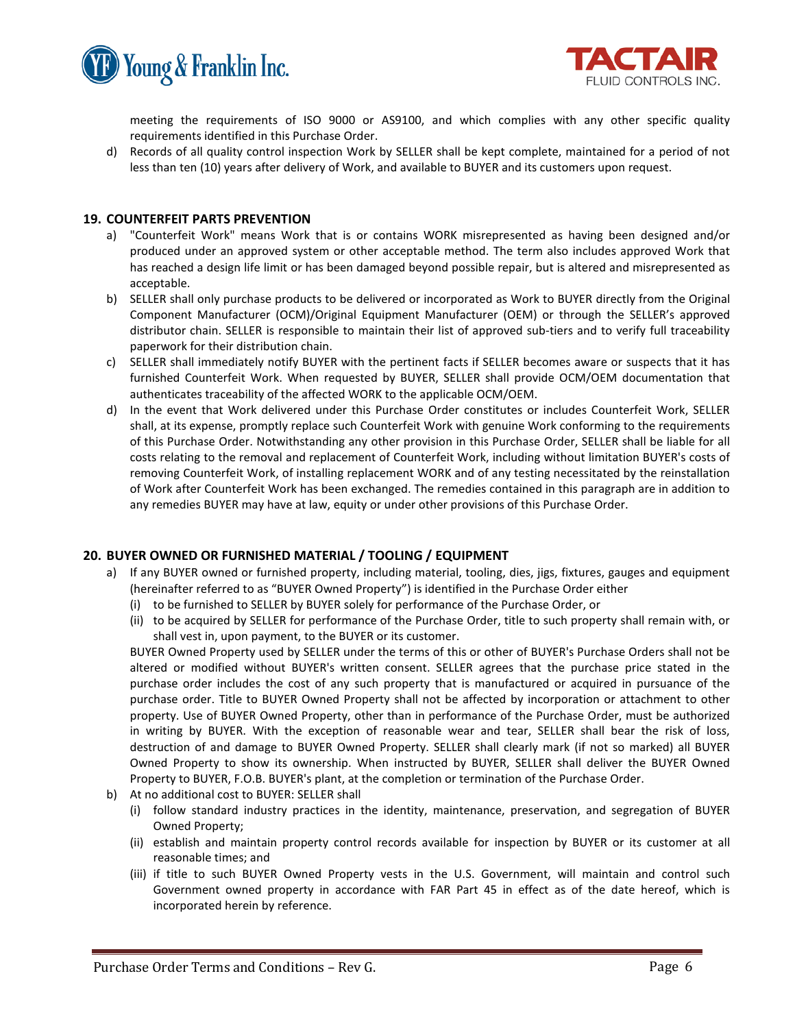meeting the requirements of ISO 9000 or AS9100, and which complies with any other specific quality requirements identified in this Purchase Order.

d) Records of all quality control inspection Work by SELLER shall be kept complete, maintained for a period of not less than ten (10) years after delivery of Work, and available to BUYER and its customers upon request.

## 19. COUNTERFEIT PARTS PREVENTION

a) "Counterfeit Work" means Work that is or contains WORK misrepresented as having been designed and/or produced under an approved system or other acceptable method. The term also includes approved Work that has reached a design life limit or has been damaged beyond possible repair, but is altered and misrepresented as acceptable.

b) SELLER shall only purchase products to be delivered or incorporated as Work to BUYER directly from the Original Component Manufacturer (OCM)/Original Equipment Manufacturer (OEM) or through the SELLER's approved distributor chain. SELLER is responsible to maintain their list of approved sub-tiers and to verify full traceability paperwork for their distribution chain.

c) SELLER shall immediately notify BUYER with the pertinent facts if SELLER becomes aware or suspects that it has furnished Counterfeit Work. When requested by BUYER, SELLER shall provide OCM/OEM documentation that authenticates traceability of the affected WORK to the applicable OCM/OEM.

d) In the event that Work delivered under this Purchase Order constitutes or includes Counterfeit Work, SELLER shall, at its expense, promptly replace such Counterfeit Work with genuine Work conforming to the requirements of this Purchase Order. Notwithstanding any other provision in this Purchase Order, SELLER shall be liable for all costs relating to the removal and replacement of Counterfeit Work, including without limitation BUYER's costs of removing Counterfeit Work, of installing replacement WORK and of any testing necessitated by the reinstallation of Work after Counterfeit Work has been exchanged. The remedies contained in this paragraph are in addition to any remedies BUYER may have at law, equity or under other provisions of this Purchase Order.

## 20. BUYER OWNED OR FURNISHED MATERIAL / TOOLING / EQUIPMENT

a) If any BUYER owned or furnished property, including material, tooling, dies, jigs, fixtures, gauges and equipment (hereinafter referred to as "BUYER Owned Property") is identified in the Purchase Order either
   (i) to be furnished to SELLER by BUYER solely for performance of the Purchase Order, or
   (ii) to be acquired by SELLER for performance of the Purchase Order, title to such property shall remain with, or shall vest in, upon payment, to the BUYER or its customer.

   BUYER Owned Property used by SELLER under the terms of this or other of BUYER's Purchase Orders shall not be altered or modified without BUYER's written consent. SELLER agrees that the purchase price stated in the purchase order includes the cost of any such property that is manufactured or acquired in pursuance of the purchase order. Title to BUYER Owned Property shall not be affected by incorporation or attachment to other property. Use of BUYER Owned Property, other than in performance of the Purchase Order, must be authorized in writing by BUYER. With the exception of reasonable wear and tear, SELLER shall bear the risk of loss, destruction of and damage to BUYER Owned Property. SELLER shall clearly mark (if not so marked) all BUYER Owned Property to show its ownership. When instructed by BUYER, SELLER shall deliver the BUYER Owned Property to BUYER, F.O.B. BUYER's plant, at the completion or termination of the Purchase Order.

b) At no additional cost to BUYER: SELLER shall
   (i) follow standard industry practices in the identity, maintenance, preservation, and segregation of BUYER Owned Property;
   (ii) establish and maintain property control records available for inspection by BUYER or its customer at all reasonable times; and
   (iii) if title to such BUYER Owned Property vests in the U.S. Government, will maintain and control such Government owned property in accordance with FAR Part 45 in effect as of the date hereof, which is incorporated herein by reference.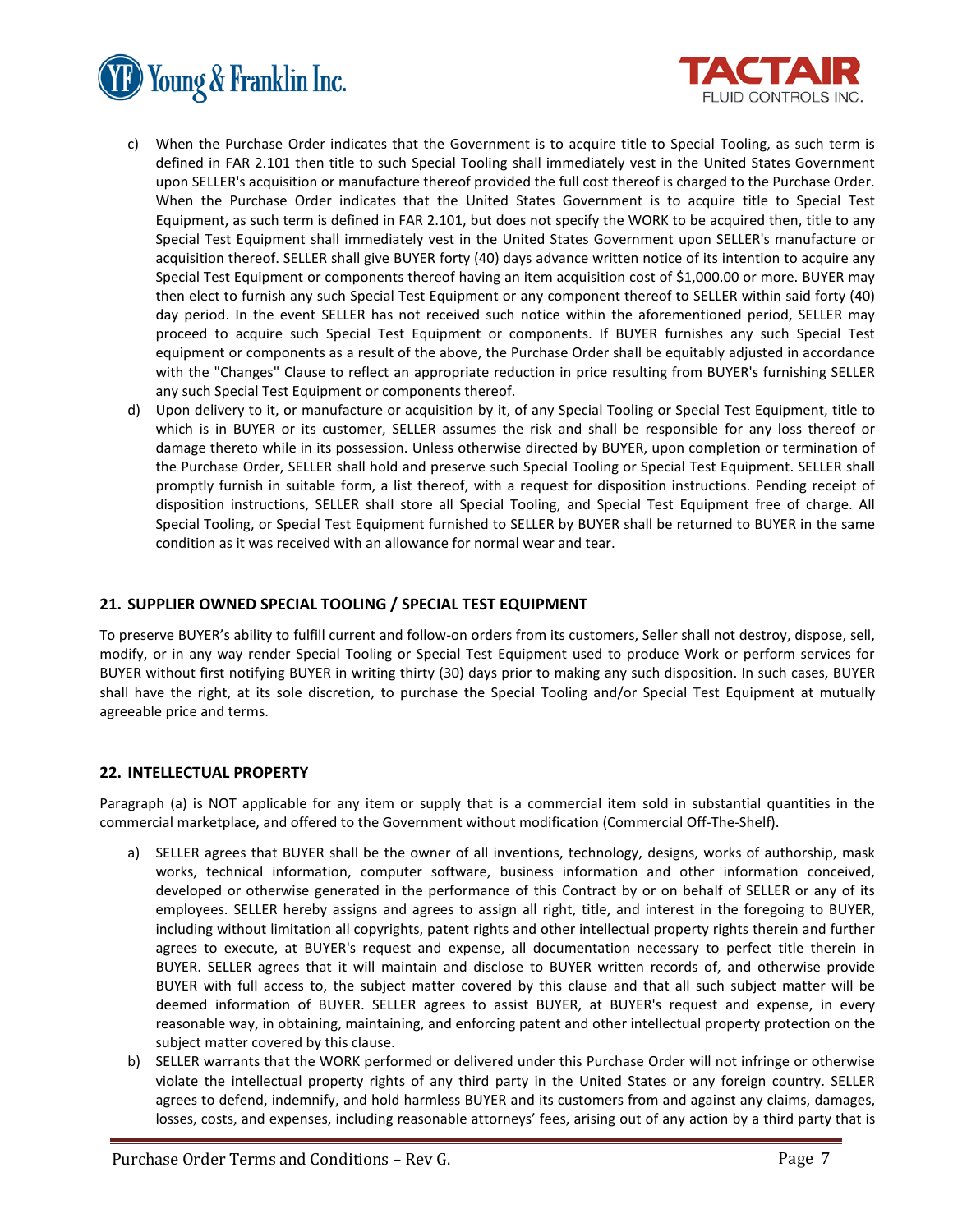c) When the Purchase Order indicates that the Government is to acquire title to Special Tooling, as such term is defined in FAR 2.101 then title to such Special Tooling shall immediately vest in the United States Government upon SELLER's acquisition or manufacture thereof provided the full cost thereof is charged to the Purchase Order. When the Purchase Order indicates that the United States Government is to acquire title to Special Test Equipment, as such term is defined in FAR 2.101, but does not specify the WORK to be acquired then, title to any Special Test Equipment shall immediately vest in the United States Government upon SELLER's manufacture or acquisition thereof. SELLER shall give BUYER forty (40) days advance written notice of its intention to acquire any Special Test Equipment or components thereof having an item acquisition cost of $1,000.00 or more. BUYER may then elect to furnish any such Special Test Equipment or any component thereof to SELLER within said forty (40) day period. In the event SELLER has not received such notice within the aforementioned period, SELLER may proceed to acquire such Special Test Equipment or components. If BUYER furnishes any such Special Test equipment or components as a result of the above, the Purchase Order shall be equitably adjusted in accordance with the "Changes" Clause to reflect an appropriate reduction in price resulting from BUYER's furnishing SELLER any such Special Test Equipment or components thereof.

d) Upon delivery to it, or manufacture or acquisition by it, of any Special Tooling or Special Test Equipment, title to which is in BUYER or its customer, SELLER assumes the risk and shall be responsible for any loss thereof or damage thereto while in its possession. Unless otherwise directed by BUYER, upon completion or termination of the Purchase Order, SELLER shall hold and preserve such Special Tooling or Special Test Equipment. SELLER shall promptly furnish in suitable form, a list thereof, with a request for disposition instructions. Pending receipt of disposition instructions, SELLER shall store all Special Tooling, and Special Test Equipment free of charge. All Special Tooling, or Special Test Equipment furnished to SELLER by BUYER shall be returned to BUYER in the same condition as it was received with an allowance for normal wear and tear.

## 21. SUPPLIER OWNED SPECIAL TOOLING / SPECIAL TEST EQUIPMENT

To preserve BUYER's ability to fulfill current and follow-on orders from its customers, Seller shall not destroy, dispose, sell, modify, or in any way render Special Tooling or Special Test Equipment used to produce Work or perform services for BUYER without first notifying BUYER in writing thirty (30) days prior to making any such disposition. In such cases, BUYER shall have the right, at its sole discretion, to purchase the Special Tooling and/or Special Test Equipment at mutually agreeable price and terms.

## 22. INTELLECTUAL PROPERTY

Paragraph (a) is NOT applicable for any item or supply that is a commercial item sold in substantial quantities in the commercial marketplace, and offered to the Government without modification (Commercial Off-The-Shelf).

a) SELLER agrees that BUYER shall be the owner of all inventions, technology, designs, works of authorship, mask works, technical information, computer software, business information and other information conceived, developed or otherwise generated in the performance of this Contract by or on behalf of SELLER or any of its employees. SELLER hereby assigns and agrees to assign all right, title, and interest in the foregoing to BUYER, including without limitation all copyrights, patent rights and other intellectual property rights therein and further agrees to execute, at BUYER's request and expense, all documentation necessary to perfect title therein in BUYER. SELLER agrees that it will maintain and disclose to BUYER written records of, and otherwise provide BUYER with full access to, the subject matter covered by this clause and that all such subject matter will be deemed information of BUYER. SELLER agrees to assist BUYER, at BUYER's request and expense, in every reasonable way, in obtaining, maintaining, and enforcing patent and other intellectual property protection on the subject matter covered by this clause.

b) SELLER warrants that the WORK performed or delivered under this Purchase Order will not infringe or otherwise violate the intellectual property rights of any third party in the United States or any foreign country. SELLER agrees to defend, indemnify, and hold harmless BUYER and its customers from and against any claims, damages, losses, costs, and expenses, including reasonable attorneys' fees, arising out of any action by a third party that is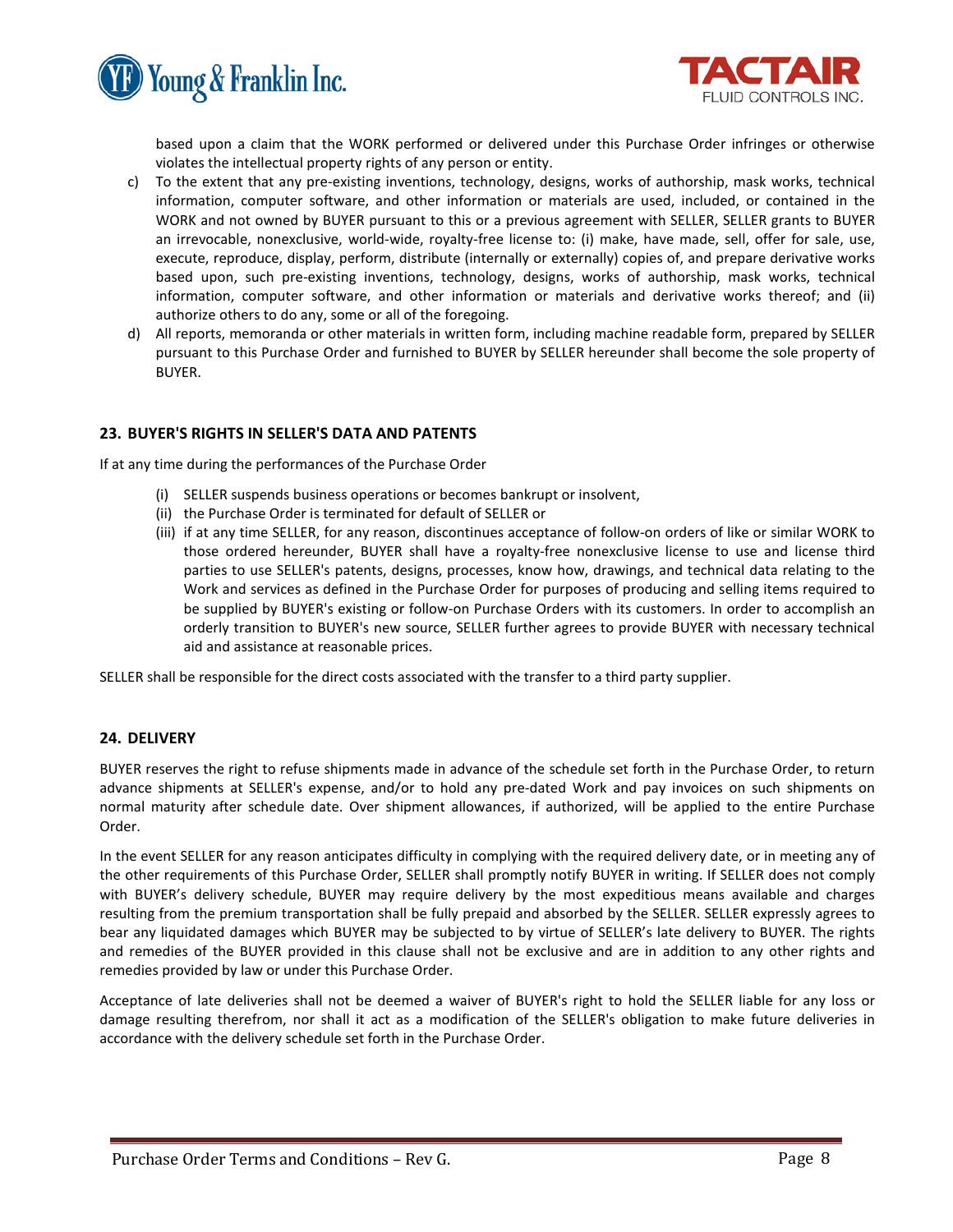based upon a claim that the WORK performed or delivered under this Purchase Order infringes or otherwise violates the intellectual property rights of any person or entity.

c) To the extent that any pre-existing inventions, technology, designs, works of authorship, mask works, technical information, computer software, and other information or materials are used, included, or contained in the WORK and not owned by BUYER pursuant to this or a previous agreement with SELLER, SELLER grants to BUYER an irrevocable, nonexclusive, world-wide, royalty-free license to: (i) make, have made, sell, offer for sale, use, execute, reproduce, display, perform, distribute (internally or externally) copies of, and prepare derivative works based upon, such pre-existing inventions, technology, designs, works of authorship, mask works, technical information, computer software, and other information or materials and derivative works thereof; and (ii) authorize others to do any, some or all of the foregoing.

d) All reports, memoranda or other materials in written form, including machine readable form, prepared by SELLER pursuant to this Purchase Order and furnished to BUYER by SELLER hereunder shall become the sole property of BUYER.

## 23. BUYER'S RIGHTS IN SELLER'S DATA AND PATENTS

If at any time during the performances of the Purchase Order

(i) SELLER suspends business operations or becomes bankrupt or insolvent,

(ii) the Purchase Order is terminated for default of SELLER or

(iii) if at any time SELLER, for any reason, discontinues acceptance of follow-on orders of like or similar WORK to those ordered hereunder, BUYER shall have a royalty-free nonexclusive license to use and license third parties to use SELLER's patents, designs, processes, know how, drawings, and technical data relating to the Work and services as defined in the Purchase Order for purposes of producing and selling items required to be supplied by BUYER's existing or follow-on Purchase Orders with its customers. In order to accomplish an orderly transition to BUYER's new source, SELLER further agrees to provide BUYER with necessary technical aid and assistance at reasonable prices.

SELLER shall be responsible for the direct costs associated with the transfer to a third party supplier.

## 24. DELIVERY

BUYER reserves the right to refuse shipments made in advance of the schedule set forth in the Purchase Order, to return advance shipments at SELLER's expense, and/or to hold any pre-dated Work and pay invoices on such shipments on normal maturity after schedule date. Over shipment allowances, if authorized, will be applied to the entire Purchase Order.

In the event SELLER for any reason anticipates difficulty in complying with the required delivery date, or in meeting any of the other requirements of this Purchase Order, SELLER shall promptly notify BUYER in writing. If SELLER does not comply with BUYER's delivery schedule, BUYER may require delivery by the most expeditious means available and charges resulting from the premium transportation shall be fully prepaid and absorbed by the SELLER. SELLER expressly agrees to bear any liquidated damages which BUYER may be subjected to by virtue of SELLER's late delivery to BUYER. The rights and remedies of the BUYER provided in this clause shall not be exclusive and are in addition to any other rights and remedies provided by law or under this Purchase Order.

Acceptance of late deliveries shall not be deemed a waiver of BUYER's right to hold the SELLER liable for any loss or damage resulting therefrom, nor shall it act as a modification of the SELLER's obligation to make future deliveries in accordance with the delivery schedule set forth in the Purchase Order.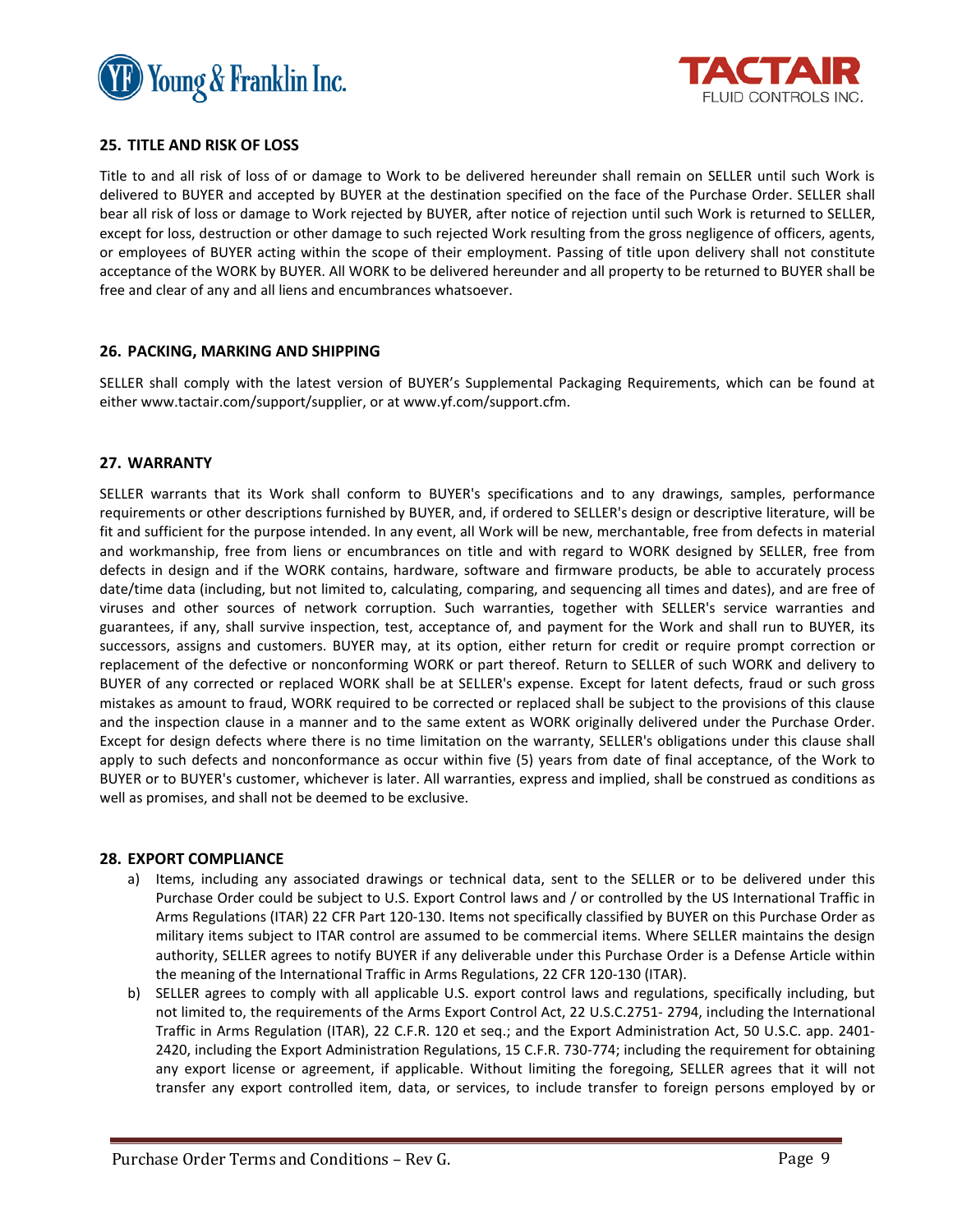## 25. TITLE AND RISK OF LOSS

Title to and all risk of loss of or damage to Work to be delivered hereunder shall remain on SELLER until such Work is delivered to BUYER and accepted by BUYER at the destination specified on the face of the Purchase Order. SELLER shall bear all risk of loss or damage to Work rejected by BUYER, after notice of rejection until such Work is returned to SELLER, except for loss, destruction or other damage to such rejected Work resulting from the gross negligence of officers, agents, or employees of BUYER acting within the scope of their employment. Passing of title upon delivery shall not constitute acceptance of the WORK by BUYER. All WORK to be delivered hereunder and all property to be returned to BUYER shall be free and clear of any and all liens and encumbrances whatsoever.

## 26. PACKING, MARKING AND SHIPPING

SELLER shall comply with the latest version of BUYER's Supplemental Packaging Requirements, which can be found at either www.tactair.com/support/supplier, or at www.yf.com/support.cfm.

## 27. WARRANTY

SELLER warrants that its Work shall conform to BUYER's specifications and to any drawings, samples, performance requirements or other descriptions furnished by BUYER, and, if ordered to SELLER's design or descriptive literature, will be fit and sufficient for the purpose intended. In any event, all Work will be new, merchantable, free from defects in material and workmanship, free from liens or encumbrances on title and with regard to WORK designed by SELLER, free from defects in design and if the WORK contains, hardware, software and firmware products, be able to accurately process date/time data (including, but not limited to, calculating, comparing, and sequencing all times and dates), and are free of viruses and other sources of network corruption. Such warranties, together with SELLER's service warranties and guarantees, if any, shall survive inspection, test, acceptance of, and payment for the Work and shall run to BUYER, its successors, assigns and customers. BUYER may, at its option, either return for credit or require prompt correction or replacement of the defective or nonconforming WORK or part thereof. Return to SELLER of such WORK and delivery to BUYER of any corrected or replaced WORK shall be at SELLER's expense. Except for latent defects, fraud or such gross mistakes as amount to fraud, WORK required to be corrected or replaced shall be subject to the provisions of this clause and the inspection clause in a manner and to the same extent as WORK originally delivered under the Purchase Order. Except for design defects where there is no time limitation on the warranty, SELLER's obligations under this clause shall apply to such defects and nonconformance as occur within five (5) years from date of final acceptance, of the Work to BUYER or to BUYER's customer, whichever is later. All warranties, express and implied, shall be construed as conditions as well as promises, and shall not be deemed to be exclusive.

## 28. EXPORT COMPLIANCE

a) Items, including any associated drawings or technical data, sent to the SELLER or to be delivered under this Purchase Order could be subject to U.S. Export Control laws and / or controlled by the US International Traffic in Arms Regulations (ITAR) 22 CFR Part 120-130. Items not specifically classified by BUYER on this Purchase Order as military items subject to ITAR control are assumed to be commercial items. Where SELLER maintains the design authority, SELLER agrees to notify BUYER if any deliverable under this Purchase Order is a Defense Article within the meaning of the International Traffic in Arms Regulations, 22 CFR 120-130 (ITAR).

b) SELLER agrees to comply with all applicable U.S. export control laws and regulations, specifically including, but not limited to, the requirements of the Arms Export Control Act, 22 U.S.C.2751- 2794, including the International Traffic in Arms Regulation (ITAR), 22 C.F.R. 120 et seq.; and the Export Administration Act, 50 U.S.C. app. 2401-2420, including the Export Administration Regulations, 15 C.F.R. 730-774; including the requirement for obtaining any export license or agreement, if applicable. Without limiting the foregoing, SELLER agrees that it will not transfer any export controlled item, data, or services, to include transfer to foreign persons employed by or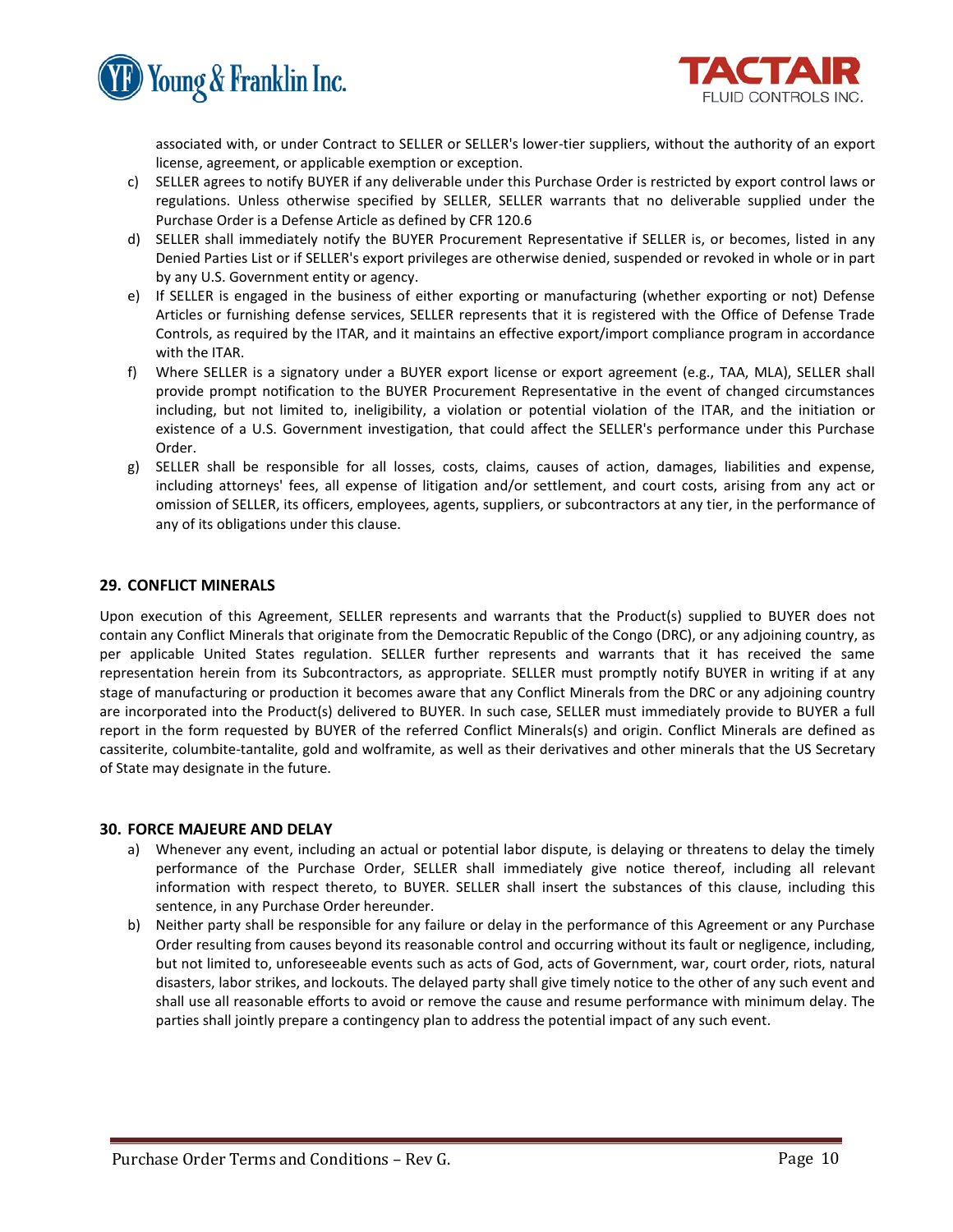associated with, or under Contract to SELLER or SELLER's lower-tier suppliers, without the authority of an export license, agreement, or applicable exemption or exception.

c) SELLER agrees to notify BUYER if any deliverable under this Purchase Order is restricted by export control laws or regulations. Unless otherwise specified by SELLER, SELLER warrants that no deliverable supplied under the Purchase Order is a Defense Article as defined by CFR 120.6

d) SELLER shall immediately notify the BUYER Procurement Representative if SELLER is, or becomes, listed in any Denied Parties List or if SELLER's export privileges are otherwise denied, suspended or revoked in whole or in part by any U.S. Government entity or agency.

e) If SELLER is engaged in the business of either exporting or manufacturing (whether exporting or not) Defense Articles or furnishing defense services, SELLER represents that it is registered with the Office of Defense Trade Controls, as required by the ITAR, and it maintains an effective export/import compliance program in accordance with the ITAR.

f) Where SELLER is a signatory under a BUYER export license or export agreement (e.g., TAA, MLA), SELLER shall provide prompt notification to the BUYER Procurement Representative in the event of changed circumstances including, but not limited to, ineligibility, a violation or potential violation of the ITAR, and the initiation or existence of a U.S. Government investigation, that could affect the SELLER's performance under this Purchase Order.

g) SELLER shall be responsible for all losses, costs, claims, causes of action, damages, liabilities and expense, including attorneys' fees, all expense of litigation and/or settlement, and court costs, arising from any act or omission of SELLER, its officers, employees, agents, suppliers, or subcontractors at any tier, in the performance of any of its obligations under this clause.

## 29. CONFLICT MINERALS

Upon execution of this Agreement, SELLER represents and warrants that the Product(s) supplied to BUYER does not contain any Conflict Minerals that originate from the Democratic Republic of the Congo (DRC), or any adjoining country, as per applicable United States regulation. SELLER further represents and warrants that it has received the same representation herein from its Subcontractors, as appropriate. SELLER must promptly notify BUYER in writing if at any stage of manufacturing or production it becomes aware that any Conflict Minerals from the DRC or any adjoining country are incorporated into the Product(s) delivered to BUYER. In such case, SELLER must immediately provide to BUYER a full report in the form requested by BUYER of the referred Conflict Minerals(s) and origin. Conflict Minerals are defined as cassiterite, columbite-tantalite, gold and wolframite, as well as their derivatives and other minerals that the US Secretary of State may designate in the future.

## 30. FORCE MAJEURE AND DELAY

a) Whenever any event, including an actual or potential labor dispute, is delaying or threatens to delay the timely performance of the Purchase Order, SELLER shall immediately give notice thereof, including all relevant information with respect thereto, to BUYER. SELLER shall insert the substances of this clause, including this sentence, in any Purchase Order hereunder.

b) Neither party shall be responsible for any failure or delay in the performance of this Agreement or any Purchase Order resulting from causes beyond its reasonable control and occurring without its fault or negligence, including, but not limited to, unforeseeable events such as acts of God, acts of Government, war, court order, riots, natural disasters, labor strikes, and lockouts. The delayed party shall give timely notice to the other of any such event and shall use all reasonable efforts to avoid or remove the cause and resume performance with minimum delay. The parties shall jointly prepare a contingency plan to address the potential impact of any such event.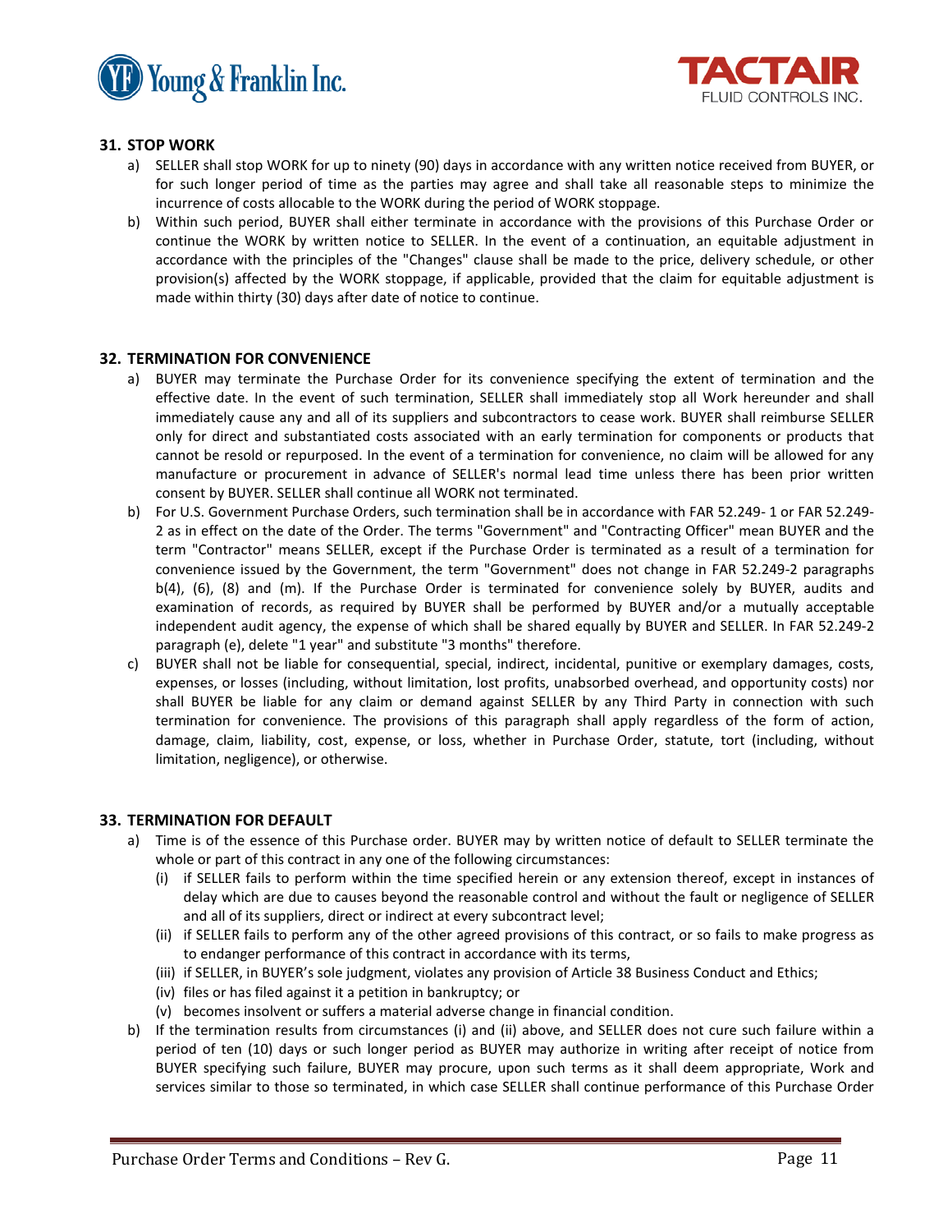## 31. STOP WORK

a) SELLER shall stop WORK for up to ninety (90) days in accordance with any written notice received from BUYER, or for such longer period of time as the parties may agree and shall take all reasonable steps to minimize the incurrence of costs allocable to the WORK during the period of WORK stoppage.

b) Within such period, BUYER shall either terminate in accordance with the provisions of this Purchase Order or continue the WORK by written notice to SELLER. In the event of a continuation, an equitable adjustment in accordance with the principles of the "Changes" clause shall be made to the price, delivery schedule, or other provision(s) affected by the WORK stoppage, if applicable, provided that the claim for equitable adjustment is made within thirty (30) days after date of notice to continue.

## 32. TERMINATION FOR CONVENIENCE

a) BUYER may terminate the Purchase Order for its convenience specifying the extent of termination and the effective date. In the event of such termination, SELLER shall immediately stop all Work hereunder and shall immediately cause any and all of its suppliers and subcontractors to cease work. BUYER shall reimburse SELLER only for direct and substantiated costs associated with an early termination for components or products that cannot be resold or repurposed. In the event of a termination for convenience, no claim will be allowed for any manufacture or procurement in advance of SELLER's normal lead time unless there has been prior written consent by BUYER. SELLER shall continue all WORK not terminated.

b) For U.S. Government Purchase Orders, such termination shall be in accordance with FAR 52.249- 1 or FAR 52.249-2 as in effect on the date of the Order. The terms "Government" and "Contracting Officer" mean BUYER and the term "Contractor" means SELLER, except if the Purchase Order is terminated as a result of a termination for convenience issued by the Government, the term "Government" does not change in FAR 52.249-2 paragraphs b(4), (6), (8) and (m). If the Purchase Order is terminated for convenience solely by BUYER, audits and examination of records, as required by BUYER shall be performed by BUYER and/or a mutually acceptable independent audit agency, the expense of which shall be shared equally by BUYER and SELLER. In FAR 52.249-2 paragraph (e), delete "1 year" and substitute "3 months" therefore.

c) BUYER shall not be liable for consequential, special, indirect, incidental, punitive or exemplary damages, costs, expenses, or losses (including, without limitation, lost profits, unabsorbed overhead, and opportunity costs) nor shall BUYER be liable for any claim or demand against SELLER by any Third Party in connection with such termination for convenience. The provisions of this paragraph shall apply regardless of the form of action, damage, claim, liability, cost, expense, or loss, whether in Purchase Order, statute, tort (including, without limitation, negligence), or otherwise.

## 33. TERMINATION FOR DEFAULT

a) Time is of the essence of this Purchase order. BUYER may by written notice of default to SELLER terminate the whole or part of this contract in any one of the following circumstances:
   (i) if SELLER fails to perform within the time specified herein or any extension thereof, except in instances of delay which are due to causes beyond the reasonable control and without the fault or negligence of SELLER and all of its suppliers, direct or indirect at every subcontract level;
   (ii) if SELLER fails to perform any of the other agreed provisions of this contract, or so fails to make progress as to endanger performance of this contract in accordance with its terms,
   (iii) if SELLER, in BUYER's sole judgment, violates any provision of Article 38 Business Conduct and Ethics;
   (iv) files or has filed against it a petition in bankruptcy; or
   (v) becomes insolvent or suffers a material adverse change in financial condition.

b) If the termination results from circumstances (i) and (ii) above, and SELLER does not cure such failure within a period of ten (10) days or such longer period as BUYER may authorize in writing after receipt of notice from BUYER specifying such failure, BUYER may procure, upon such terms as it shall deem appropriate, Work and services similar to those so terminated, in which case SELLER shall continue performance of this Purchase Order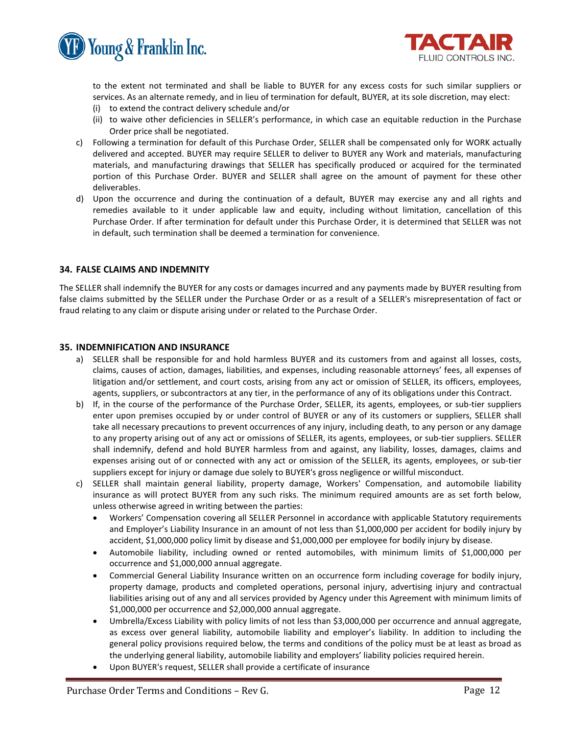to the extent not terminated and shall be liable to BUYER for any excess costs for such similar suppliers or services. As an alternate remedy, and in lieu of termination for default, BUYER, at its sole discretion, may elect:

(i) to extend the contract delivery schedule and/or
(ii) to waive other deficiencies in SELLER's performance, in which case an equitable reduction in the Purchase Order price shall be negotiated.

c) Following a termination for default of this Purchase Order, SELLER shall be compensated only for WORK actually delivered and accepted. BUYER may require SELLER to deliver to BUYER any Work and materials, manufacturing materials, and manufacturing drawings that SELLER has specifically produced or acquired for the terminated portion of this Purchase Order. BUYER and SELLER shall agree on the amount of payment for these other deliverables.

d) Upon the occurrence and during the continuation of a default, BUYER may exercise any and all rights and remedies available to it under applicable law and equity, including without limitation, cancellation of this Purchase Order. If after termination for default under this Purchase Order, it is determined that SELLER was not in default, such termination shall be deemed a termination for convenience.

### 34. FALSE CLAIMS AND INDEMNITY

The SELLER shall indemnify the BUYER for any costs or damages incurred and any payments made by BUYER resulting from false claims submitted by the SELLER under the Purchase Order or as a result of a SELLER's misrepresentation of fact or fraud relating to any claim or dispute arising under or related to the Purchase Order.

### 35. INDEMNIFICATION AND INSURANCE

a) SELLER shall be responsible for and hold harmless BUYER and its customers from and against all losses, costs, claims, causes of action, damages, liabilities, and expenses, including reasonable attorneys' fees, all expenses of litigation and/or settlement, and court costs, arising from any act or omission of SELLER, its officers, employees, agents, suppliers, or subcontractors at any tier, in the performance of any of its obligations under this Contract.

b) If, in the course of the performance of the Purchase Order, SELLER, its agents, employees, or sub-tier suppliers enter upon premises occupied by or under control of BUYER or any of its customers or suppliers, SELLER shall take all necessary precautions to prevent occurrences of any injury, including death, to any person or any damage to any property arising out of any act or omissions of SELLER, its agents, employees, or sub-tier suppliers. SELLER shall indemnify, defend and hold BUYER harmless from and against, any liability, losses, damages, claims and expenses arising out of or connected with any act or omission of the SELLER, its agents, employees, or sub-tier suppliers except for injury or damage due solely to BUYER's gross negligence or willful misconduct.

c) SELLER shall maintain general liability, property damage, Workers' Compensation, and automobile liability insurance as will protect BUYER from any such risks. The minimum required amounts are as set forth below, unless otherwise agreed in writing between the parties:

- Workers' Compensation covering all SELLER Personnel in accordance with applicable Statutory requirements and Employer's Liability Insurance in an amount of not less than $1,000,000 per accident for bodily injury by accident, $1,000,000 policy limit by disease and $1,000,000 per employee for bodily injury by disease.
- Automobile liability, including owned or rented automobiles, with minimum limits of $1,000,000 per occurrence and $1,000,000 annual aggregate.
- Commercial General Liability Insurance written on an occurrence form including coverage for bodily injury, property damage, products and completed operations, personal injury, advertising injury and contractual liabilities arising out of any and all services provided by Agency under this Agreement with minimum limits of $1,000,000 per occurrence and $2,000,000 annual aggregate.
- Umbrella/Excess Liability with policy limits of not less than $3,000,000 per occurrence and annual aggregate, as excess over general liability, automobile liability and employer's liability. In addition to including the general policy provisions required below, the terms and conditions of the policy must be at least as broad as the underlying general liability, automobile liability and employers' liability policies required herein.
- Upon BUYER's request, SELLER shall provide a certificate of insurance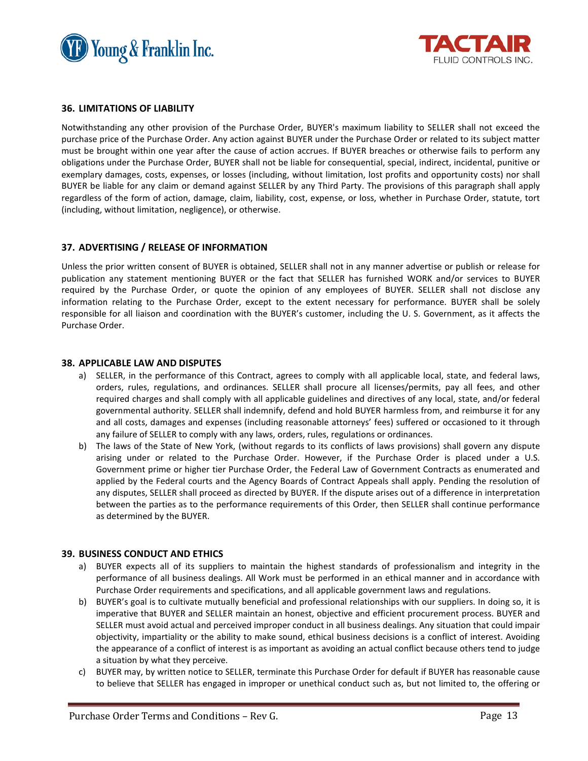## 36. LIMITATIONS OF LIABILITY

Notwithstanding any other provision of the Purchase Order, BUYER's maximum liability to SELLER shall not exceed the purchase price of the Purchase Order. Any action against BUYER under the Purchase Order or related to its subject matter must be brought within one year after the cause of action accrues. If BUYER breaches or otherwise fails to perform any obligations under the Purchase Order, BUYER shall not be liable for consequential, special, indirect, incidental, punitive or exemplary damages, costs, expenses, or losses (including, without limitation, lost profits and opportunity costs) nor shall BUYER be liable for any claim or demand against SELLER by any Third Party. The provisions of this paragraph shall apply regardless of the form of action, damage, claim, liability, cost, expense, or loss, whether in Purchase Order, statute, tort (including, without limitation, negligence), or otherwise.

## 37. ADVERTISING / RELEASE OF INFORMATION

Unless the prior written consent of BUYER is obtained, SELLER shall not in any manner advertise or publish or release for publication any statement mentioning BUYER or the fact that SELLER has furnished WORK and/or services to BUYER required by the Purchase Order, or quote the opinion of any employees of BUYER. SELLER shall not disclose any information relating to the Purchase Order, except to the extent necessary for performance. BUYER shall be solely responsible for all liaison and coordination with the BUYER's customer, including the U. S. Government, as it affects the Purchase Order.

## 38. APPLICABLE LAW AND DISPUTES

a) SELLER, in the performance of this Contract, agrees to comply with all applicable local, state, and federal laws, orders, rules, regulations, and ordinances. SELLER shall procure all licenses/permits, pay all fees, and other required charges and shall comply with all applicable guidelines and directives of any local, state, and/or federal governmental authority. SELLER shall indemnify, defend and hold BUYER harmless from, and reimburse it for any and all costs, damages and expenses (including reasonable attorneys' fees) suffered or occasioned to it through any failure of SELLER to comply with any laws, orders, rules, regulations or ordinances.

b) The laws of the State of New York, (without regards to its conflicts of laws provisions) shall govern any dispute arising under or related to the Purchase Order. However, if the Purchase Order is placed under a U.S. Government prime or higher tier Purchase Order, the Federal Law of Government Contracts as enumerated and applied by the Federal courts and the Agency Boards of Contract Appeals shall apply. Pending the resolution of any disputes, SELLER shall proceed as directed by BUYER. If the dispute arises out of a difference in interpretation between the parties as to the performance requirements of this Order, then SELLER shall continue performance as determined by the BUYER.

## 39. BUSINESS CONDUCT AND ETHICS

a) BUYER expects all of its suppliers to maintain the highest standards of professionalism and integrity in the performance of all business dealings. All Work must be performed in an ethical manner and in accordance with Purchase Order requirements and specifications, and all applicable government laws and regulations.

b) BUYER's goal is to cultivate mutually beneficial and professional relationships with our suppliers. In doing so, it is imperative that BUYER and SELLER maintain an honest, objective and efficient procurement process. BUYER and SELLER must avoid actual and perceived improper conduct in all business dealings. Any situation that could impair objectivity, impartiality or the ability to make sound, ethical business decisions is a conflict of interest. Avoiding the appearance of a conflict of interest is as important as avoiding an actual conflict because others tend to judge a situation by what they perceive.

c) BUYER may, by written notice to SELLER, terminate this Purchase Order for default if BUYER has reasonable cause to believe that SELLER has engaged in improper or unethical conduct such as, but not limited to, the offering or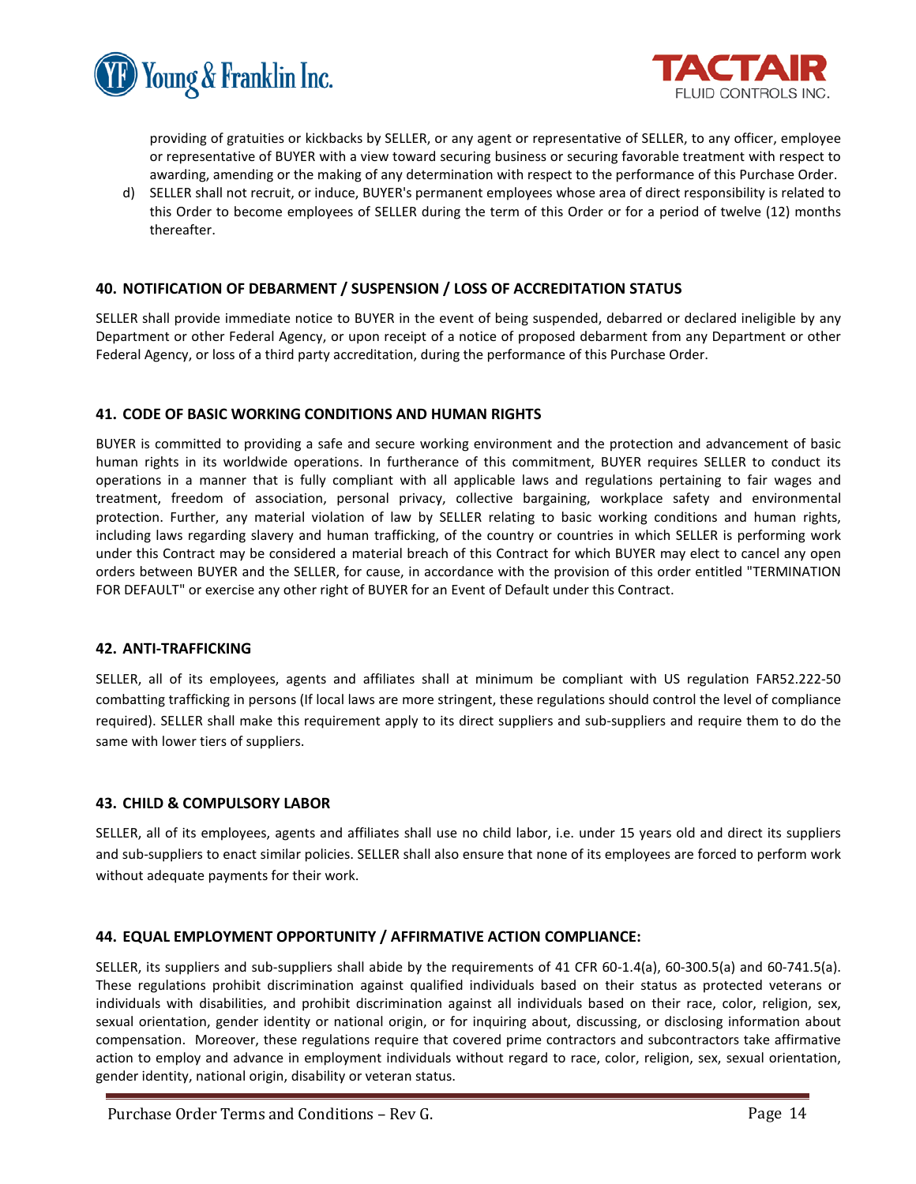providing of gratuities or kickbacks by SELLER, or any agent or representative of SELLER, to any officer, employee or representative of BUYER with a view toward securing business or securing favorable treatment with respect to awarding, amending or the making of any determination with respect to the performance of this Purchase Order.

d) SELLER shall not recruit, or induce, BUYER's permanent employees whose area of direct responsibility is related to this Order to become employees of SELLER during the term of this Order or for a period of twelve (12) months thereafter.

## 40. NOTIFICATION OF DEBARMENT / SUSPENSION / LOSS OF ACCREDITATION STATUS

SELLER shall provide immediate notice to BUYER in the event of being suspended, debarred or declared ineligible by any Department or other Federal Agency, or upon receipt of a notice of proposed debarment from any Department or other Federal Agency, or loss of a third party accreditation, during the performance of this Purchase Order.

## 41. CODE OF BASIC WORKING CONDITIONS AND HUMAN RIGHTS

BUYER is committed to providing a safe and secure working environment and the protection and advancement of basic human rights in its worldwide operations. In furtherance of this commitment, BUYER requires SELLER to conduct its operations in a manner that is fully compliant with all applicable laws and regulations pertaining to fair wages and treatment, freedom of association, personal privacy, collective bargaining, workplace safety and environmental protection. Further, any material violation of law by SELLER relating to basic working conditions and human rights, including laws regarding slavery and human trafficking, of the country or countries in which SELLER is performing work under this Contract may be considered a material breach of this Contract for which BUYER may elect to cancel any open orders between BUYER and the SELLER, for cause, in accordance with the provision of this order entitled "TERMINATION FOR DEFAULT" or exercise any other right of BUYER for an Event of Default under this Contract.

## 42. ANTI-TRAFFICKING

SELLER, all of its employees, agents and affiliates shall at minimum be compliant with US regulation FAR52.222-50 combatting trafficking in persons (If local laws are more stringent, these regulations should control the level of compliance required). SELLER shall make this requirement apply to its direct suppliers and sub-suppliers and require them to do the same with lower tiers of suppliers.

## 43. CHILD & COMPULSORY LABOR

SELLER, all of its employees, agents and affiliates shall use no child labor, i.e. under 15 years old and direct its suppliers and sub-suppliers to enact similar policies. SELLER shall also ensure that none of its employees are forced to perform work without adequate payments for their work.

## 44. EQUAL EMPLOYMENT OPPORTUNITY / AFFIRMATIVE ACTION COMPLIANCE:

SELLER, its suppliers and sub-suppliers shall abide by the requirements of 41 CFR 60-1.4(a), 60-300.5(a) and 60-741.5(a). These regulations prohibit discrimination against qualified individuals based on their status as protected veterans or individuals with disabilities, and prohibit discrimination against all individuals based on their race, color, religion, sex, sexual orientation, gender identity or national origin, or for inquiring about, discussing, or disclosing information about compensation. Moreover, these regulations require that covered prime contractors and subcontractors take affirmative action to employ and advance in employment individuals without regard to race, color, religion, sex, sexual orientation, gender identity, national origin, disability or veteran status.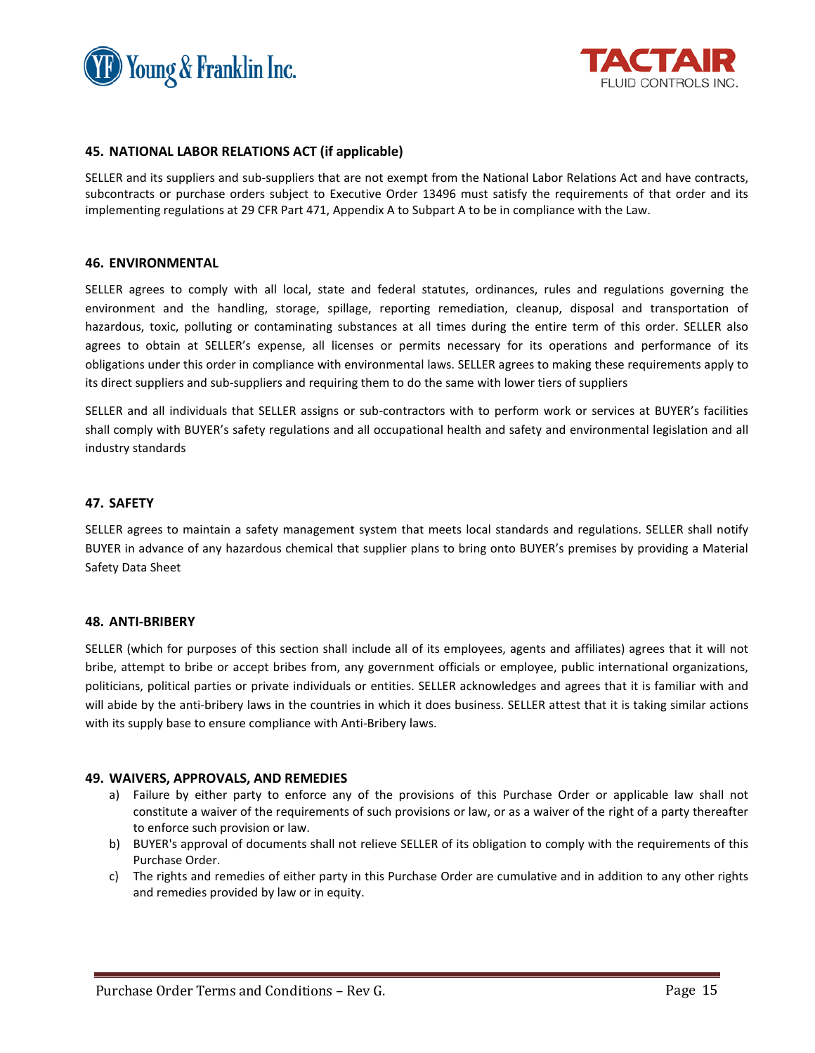## 45. NATIONAL LABOR RELATIONS ACT (if applicable)

SELLER and its suppliers and sub-suppliers that are not exempt from the National Labor Relations Act and have contracts, subcontracts or purchase orders subject to Executive Order 13496 must satisfy the requirements of that order and its implementing regulations at 29 CFR Part 471, Appendix A to Subpart A to be in compliance with the Law.

## 46. ENVIRONMENTAL

SELLER agrees to comply with all local, state and federal statutes, ordinances, rules and regulations governing the environment and the handling, storage, spillage, reporting remediation, cleanup, disposal and transportation of hazardous, toxic, polluting or contaminating substances at all times during the entire term of this order. SELLER also agrees to obtain at SELLER's expense, all licenses or permits necessary for its operations and performance of its obligations under this order in compliance with environmental laws. SELLER agrees to making these requirements apply to its direct suppliers and sub-suppliers and requiring them to do the same with lower tiers of suppliers

SELLER and all individuals that SELLER assigns or sub-contractors with to perform work or services at BUYER's facilities shall comply with BUYER's safety regulations and all occupational health and safety and environmental legislation and all industry standards

## 47. SAFETY

SELLER agrees to maintain a safety management system that meets local standards and regulations. SELLER shall notify BUYER in advance of any hazardous chemical that supplier plans to bring onto BUYER's premises by providing a Material Safety Data Sheet

## 48. ANTI-BRIBERY

SELLER (which for purposes of this section shall include all of its employees, agents and affiliates) agrees that it will not bribe, attempt to bribe or accept bribes from, any government officials or employee, public international organizations, politicians, political parties or private individuals or entities. SELLER acknowledges and agrees that it is familiar with and will abide by the anti-bribery laws in the countries in which it does business. SELLER attest that it is taking similar actions with its supply base to ensure compliance with Anti-Bribery laws.

## 49. WAIVERS, APPROVALS, AND REMEDIES

a) Failure by either party to enforce any of the provisions of this Purchase Order or applicable law shall not constitute a waiver of the requirements of such provisions or law, or as a waiver of the right of a party thereafter to enforce such provision or law.

b) BUYER's approval of documents shall not relieve SELLER of its obligation to comply with the requirements of this Purchase Order.

c) The rights and remedies of either party in this Purchase Order are cumulative and in addition to any other rights and remedies provided by law or in equity.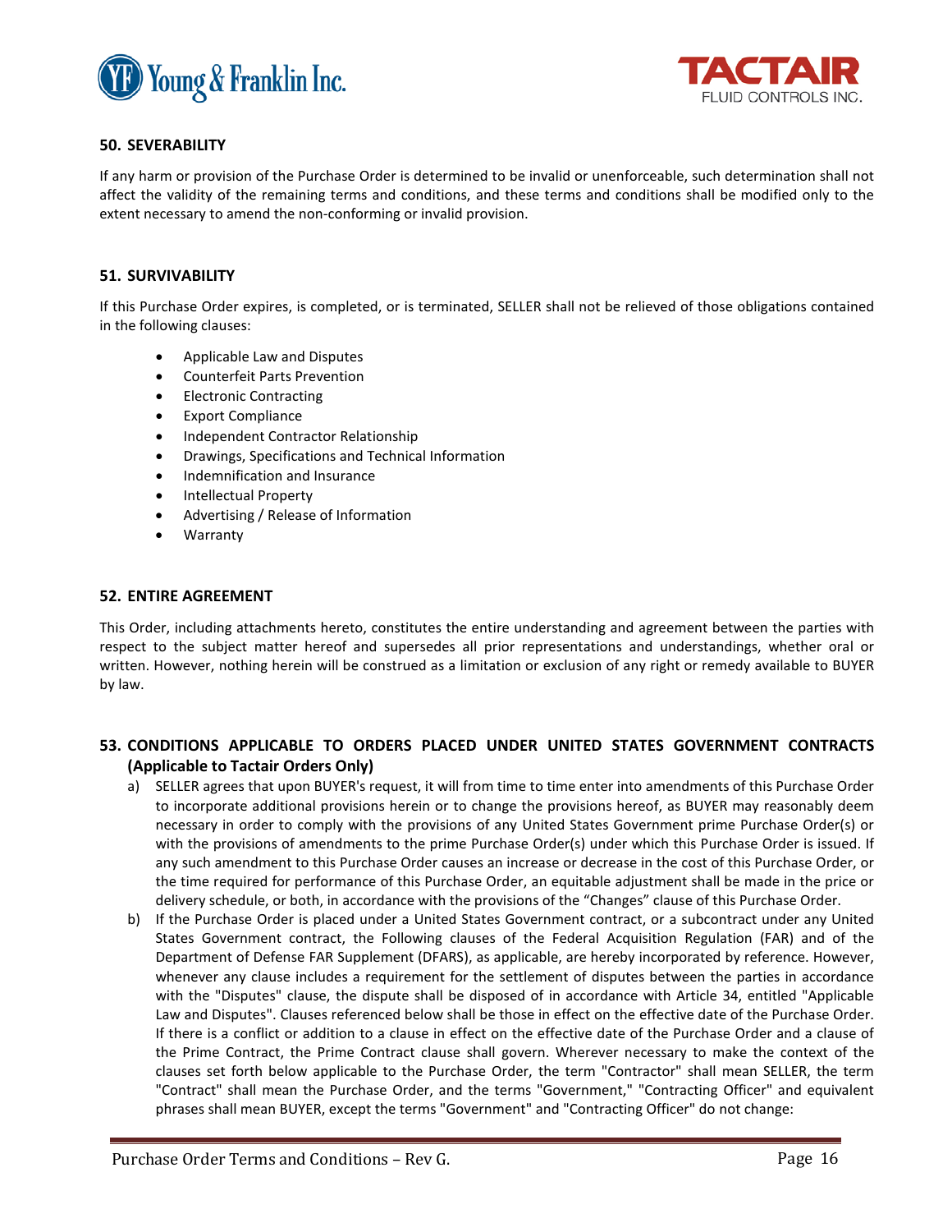## 50. SEVERABILITY

If any harm or provision of the Purchase Order is determined to be invalid or unenforceable, such determination shall not affect the validity of the remaining terms and conditions, and these terms and conditions shall be modified only to the extent necessary to amend the non-conforming or invalid provision.

## 51. SURVIVABILITY

If this Purchase Order expires, is completed, or is terminated, SELLER shall not be relieved of those obligations contained in the following clauses:

- Applicable Law and Disputes
- Counterfeit Parts Prevention
- Electronic Contracting
- Export Compliance
- Independent Contractor Relationship
- Drawings, Specifications and Technical Information
- Indemnification and Insurance
- Intellectual Property
- Advertising / Release of Information
- Warranty

## 52. ENTIRE AGREEMENT

This Order, including attachments hereto, constitutes the entire understanding and agreement between the parties with respect to the subject matter hereof and supersedes all prior representations and understandings, whether oral or written. However, nothing herein will be construed as a limitation or exclusion of any right or remedy available to BUYER by law.

## 53. CONDITIONS APPLICABLE TO ORDERS PLACED UNDER UNITED STATES GOVERNMENT CONTRACTS (Applicable to Tactair Orders Only)

a) SELLER agrees that upon BUYER's request, it will from time to time enter into amendments of this Purchase Order to incorporate additional provisions herein or to change the provisions hereof, as BUYER may reasonably deem necessary in order to comply with the provisions of any United States Government prime Purchase Order(s) or with the provisions of amendments to the prime Purchase Order(s) under which this Purchase Order is issued. If any such amendment to this Purchase Order causes an increase or decrease in the cost of this Purchase Order, or the time required for performance of this Purchase Order, an equitable adjustment shall be made in the price or delivery schedule, or both, in accordance with the provisions of the "Changes" clause of this Purchase Order.

b) If the Purchase Order is placed under a United States Government contract, or a subcontract under any United States Government contract, the Following clauses of the Federal Acquisition Regulation (FAR) and of the Department of Defense FAR Supplement (DFARS), as applicable, are hereby incorporated by reference. However, whenever any clause includes a requirement for the settlement of disputes between the parties in accordance with the "Disputes" clause, the dispute shall be disposed of in accordance with Article 34, entitled "Applicable Law and Disputes". Clauses referenced below shall be those in effect on the effective date of the Purchase Order. If there is a conflict or addition to a clause in effect on the effective date of the Purchase Order and a clause of the Prime Contract, the Prime Contract clause shall govern. Wherever necessary to make the context of the clauses set forth below applicable to the Purchase Order, the term "Contractor" shall mean SELLER, the term "Contract" shall mean the Purchase Order, and the terms "Government," "Contracting Officer" and equivalent phrases shall mean BUYER, except the terms "Government" and "Contracting Officer" do not change: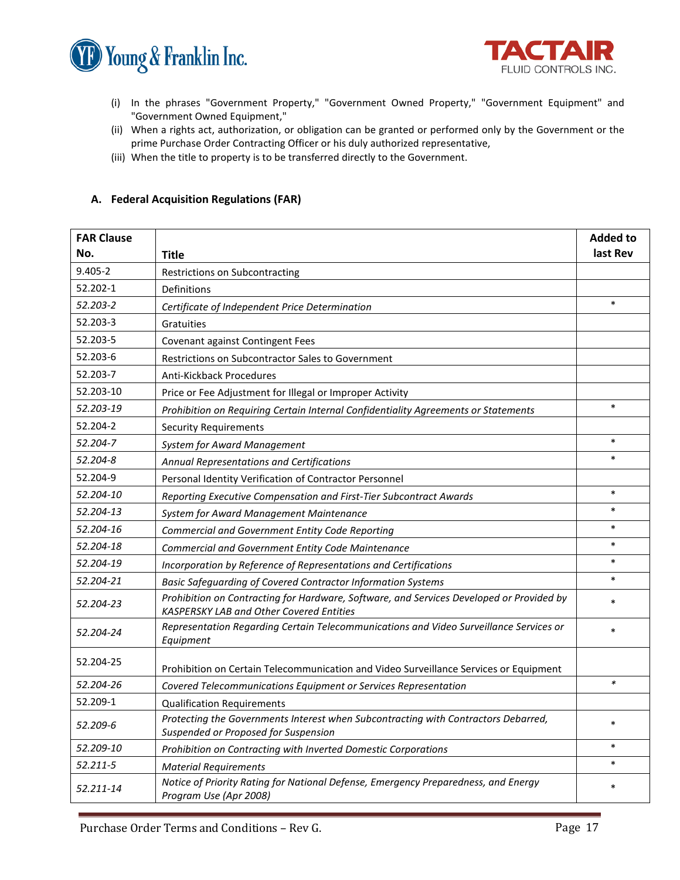(i) In the phrases "Government Property," "Government Owned Property," "Government Equipment" and "Government Owned Equipment,"
(ii) When a rights act, authorization, or obligation can be granted or performed only by the Government or the prime Purchase Order Contracting Officer or his duly authorized representative,
(iii) When the title to property is to be transferred directly to the Government.

## A. Federal Acquisition Regulations (FAR)

| FAR Clause No. | Title | Added to last Rev |
|---|---|---|
| 9.405-2 | Restrictions on Subcontracting | |
| 52.202-1 | Definitions | |
| *52.203-2* | *Certificate of Independent Price Determination* | * |
| 52.203-3 | Gratuities | |
| 52.203-5 | Covenant against Contingent Fees | |
| 52.203-6 | Restrictions on Subcontractor Sales to Government | |
| 52.203-7 | Anti-Kickback Procedures | |
| 52.203-10 | Price or Fee Adjustment for Illegal or Improper Activity | |
| *52.203-19* | *Prohibition on Requiring Certain Internal Confidentiality Agreements or Statements* | * |
| 52.204-2 | Security Requirements | |
| *52.204-7* | *System for Award Management* | * |
| *52.204-8* | *Annual Representations and Certifications* | * |
| 52.204-9 | Personal Identity Verification of Contractor Personnel | |
| *52.204-10* | *Reporting Executive Compensation and First-Tier Subcontract Awards* | * |
| *52.204-13* | *System for Award Management Maintenance* | * |
| *52.204-16* | *Commercial and Government Entity Code Reporting* | * |
| *52.204-18* | *Commercial and Government Entity Code Maintenance* | * |
| *52.204-19* | *Incorporation by Reference of Representations and Certifications* | * |
| *52.204-21* | *Basic Safeguarding of Covered Contractor Information Systems* | * |
| *52.204-23* | *Prohibition on Contracting for Hardware, Software, and Services Developed or Provided by KASPERSKY LAB and Other Covered Entities* | * |
| *52.204-24* | *Representation Regarding Certain Telecommunications and Video Surveillance Services or Equipment* | * |
| 52.204-25 | Prohibition on Certain Telecommunication and Video Surveillance Services or Equipment | |
| *52.204-26* | *Covered Telecommunications Equipment or Services Representation* | * |
| 52.209-1 | Qualification Requirements | |
| *52.209-6* | *Protecting the Governments Interest when Subcontracting with Contractors Debarred, Suspended or Proposed for Suspension* | * |
| *52.209-10* | *Prohibition on Contracting with Inverted Domestic Corporations* | * |
| *52.211-5* | *Material Requirements* | * |
| *52.211-14* | *Notice of Priority Rating for National Defense, Emergency Preparedness, and Energy Program Use (Apr 2008)* | * |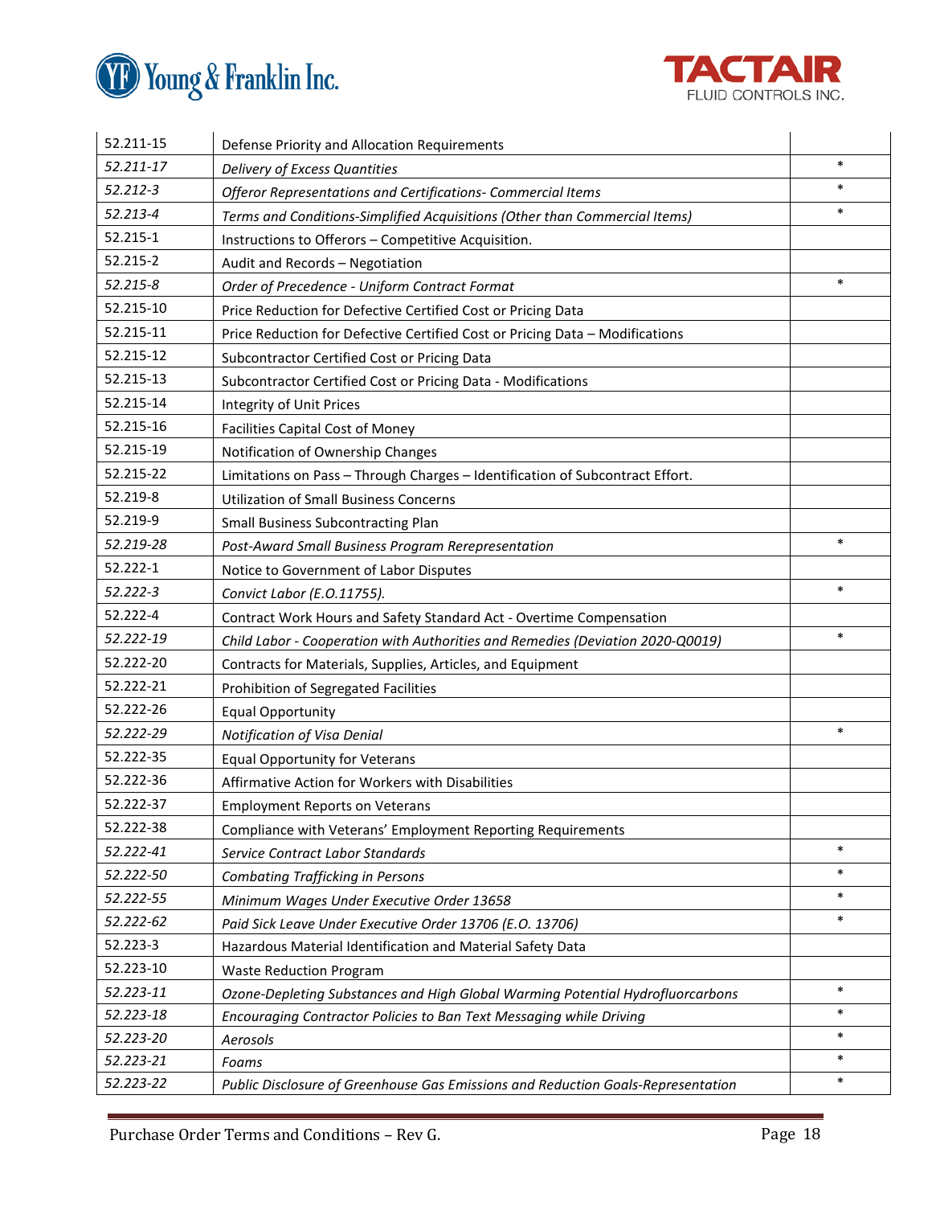| | | |
|---|---|---|
| 52.211-15 | Defense Priority and Allocation Requirements | |
| *52.211-17* | *Delivery of Excess Quantities* | * |
| *52.212-3* | *Offeror Representations and Certifications- Commercial Items* | * |
| *52.213-4* | *Terms and Conditions-Simplified Acquisitions (Other than Commercial Items)* | * |
| 52.215-1 | Instructions to Offerors – Competitive Acquisition. | |
| 52.215-2 | Audit and Records – Negotiation | |
| *52.215-8* | *Order of Precedence - Uniform Contract Format* | * |
| 52.215-10 | Price Reduction for Defective Certified Cost or Pricing Data | |
| 52.215-11 | Price Reduction for Defective Certified Cost or Pricing Data – Modifications | |
| 52.215-12 | Subcontractor Certified Cost or Pricing Data | |
| 52.215-13 | Subcontractor Certified Cost or Pricing Data - Modifications | |
| 52.215-14 | Integrity of Unit Prices | |
| 52.215-16 | Facilities Capital Cost of Money | |
| 52.215-19 | Notification of Ownership Changes | |
| 52.215-22 | Limitations on Pass – Through Charges – Identification of Subcontract Effort. | |
| 52.219-8 | Utilization of Small Business Concerns | |
| 52.219-9 | Small Business Subcontracting Plan | |
| *52.219-28* | *Post-Award Small Business Program Rerepresentation* | * |
| 52.222-1 | Notice to Government of Labor Disputes | |
| *52.222-3* | *Convict Labor (E.O.11755).* | * |
| 52.222-4 | Contract Work Hours and Safety Standard Act - Overtime Compensation | |
| *52.222-19* | *Child Labor - Cooperation with Authorities and Remedies (Deviation 2020-Q0019)* | * |
| 52.222-20 | Contracts for Materials, Supplies, Articles, and Equipment | |
| 52.222-21 | Prohibition of Segregated Facilities | |
| 52.222-26 | Equal Opportunity | |
| *52.222-29* | *Notification of Visa Denial* | * |
| 52.222-35 | Equal Opportunity for Veterans | |
| 52.222-36 | Affirmative Action for Workers with Disabilities | |
| 52.222-37 | Employment Reports on Veterans | |
| 52.222-38 | Compliance with Veterans' Employment Reporting Requirements | |
| *52.222-41* | *Service Contract Labor Standards* | * |
| *52.222-50* | *Combating Trafficking in Persons* | * |
| *52.222-55* | *Minimum Wages Under Executive Order 13658* | * |
| *52.222-62* | *Paid Sick Leave Under Executive Order 13706 (E.O. 13706)* | * |
| 52.223-3 | Hazardous Material Identification and Material Safety Data | |
| 52.223-10 | Waste Reduction Program | |
| *52.223-11* | *Ozone-Depleting Substances and High Global Warming Potential Hydrofluorcarbons* | * |
| *52.223-18* | *Encouraging Contractor Policies to Ban Text Messaging while Driving* | * |
| *52.223-20* | *Aerosols* | * |
| *52.223-21* | *Foams* | * |
| *52.223-22* | *Public Disclosure of Greenhouse Gas Emissions and Reduction Goals-Representation* | * |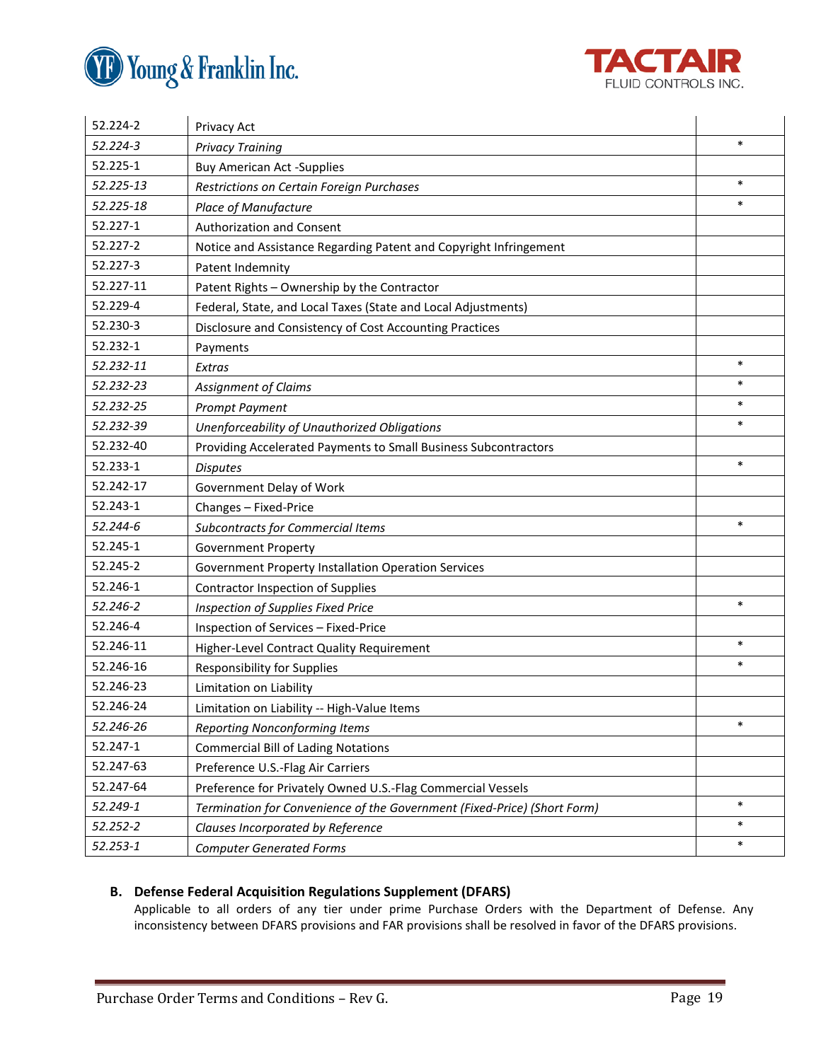| | | |
|---|---|---|
| 52.224-2 | Privacy Act | |
| *52.224-3* | *Privacy Training* | * |
| 52.225-1 | Buy American Act -Supplies | |
| *52.225-13* | *Restrictions on Certain Foreign Purchases* | * |
| *52.225-18* | *Place of Manufacture* | * |
| 52.227-1 | Authorization and Consent | |
| 52.227-2 | Notice and Assistance Regarding Patent and Copyright Infringement | |
| 52.227-3 | Patent Indemnity | |
| 52.227-11 | Patent Rights – Ownership by the Contractor | |
| 52.229-4 | Federal, State, and Local Taxes (State and Local Adjustments) | |
| 52.230-3 | Disclosure and Consistency of Cost Accounting Practices | |
| 52.232-1 | Payments | |
| *52.232-11* | *Extras* | * |
| *52.232-23* | *Assignment of Claims* | * |
| *52.232-25* | *Prompt Payment* | * |
| *52.232-39* | *Unenforceability of Unauthorized Obligations* | * |
| 52.232-40 | Providing Accelerated Payments to Small Business Subcontractors | |
| 52.233-1 | *Disputes* | * |
| 52.242-17 | Government Delay of Work | |
| 52.243-1 | Changes – Fixed-Price | |
| *52.244-6* | *Subcontracts for Commercial Items* | * |
| 52.245-1 | Government Property | |
| 52.245-2 | Government Property Installation Operation Services | |
| 52.246-1 | Contractor Inspection of Supplies | |
| *52.246-2* | *Inspection of Supplies Fixed Price* | * |
| 52.246-4 | Inspection of Services – Fixed-Price | |
| 52.246-11 | Higher-Level Contract Quality Requirement | * |
| 52.246-16 | Responsibility for Supplies | * |
| 52.246-23 | Limitation on Liability | |
| 52.246-24 | Limitation on Liability -- High-Value Items | |
| *52.246-26* | *Reporting Nonconforming Items* | * |
| 52.247-1 | Commercial Bill of Lading Notations | |
| 52.247-63 | Preference U.S.-Flag Air Carriers | |
| 52.247-64 | Preference for Privately Owned U.S.-Flag Commercial Vessels | |
| *52.249-1* | *Termination for Convenience of the Government (Fixed-Price) (Short Form)* | * |
| *52.252-2* | *Clauses Incorporated by Reference* | * |
| *52.253-1* | *Computer Generated Forms* | * |

**B. Defense Federal Acquisition Regulations Supplement (DFARS)**

Applicable to all orders of any tier under prime Purchase Orders with the Department of Defense. Any inconsistency between DFARS provisions and FAR provisions shall be resolved in favor of the DFARS provisions.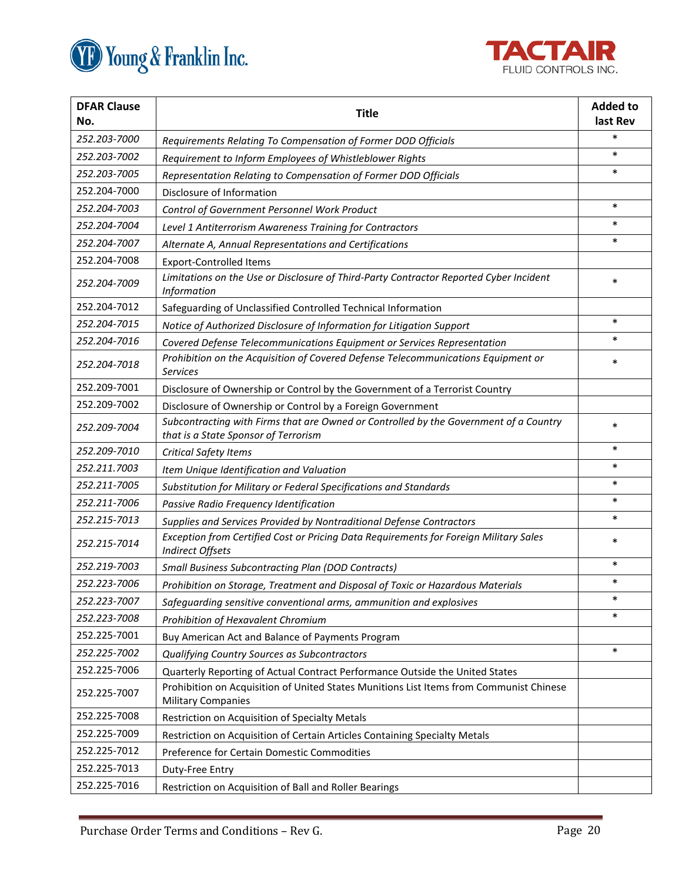| DFAR Clause No. | Title | Added to last Rev |
|---|---|---|
| *252.203-7000* | *Requirements Relating To Compensation of Former DOD Officials* | * |
| *252.203-7002* | *Requirement to Inform Employees of Whistleblower Rights* | * |
| *252.203-7005* | *Representation Relating to Compensation of Former DOD Officials* | * |
| 252.204-7000 | Disclosure of Information | |
| *252.204-7003* | *Control of Government Personnel Work Product* | * |
| *252.204-7004* | *Level 1 Antiterrorism Awareness Training for Contractors* | * |
| *252.204-7007* | *Alternate A, Annual Representations and Certifications* | * |
| 252.204-7008 | Export-Controlled Items | |
| *252.204-7009* | *Limitations on the Use or Disclosure of Third-Party Contractor Reported Cyber Incident Information* | * |
| 252.204-7012 | Safeguarding of Unclassified Controlled Technical Information | |
| *252.204-7015* | *Notice of Authorized Disclosure of Information for Litigation Support* | * |
| *252.204-7016* | *Covered Defense Telecommunications Equipment or Services Representation* | * |
| *252.204-7018* | *Prohibition on the Acquisition of Covered Defense Telecommunications Equipment or Services* | * |
| 252.209-7001 | Disclosure of Ownership or Control by the Government of a Terrorist Country | |
| 252.209-7002 | Disclosure of Ownership or Control by a Foreign Government | |
| *252.209-7004* | *Subcontracting with Firms that are Owned or Controlled by the Government of a Country that is a State Sponsor of Terrorism* | * |
| *252.209-7010* | *Critical Safety Items* | * |
| *252.211.7003* | *Item Unique Identification and Valuation* | * |
| *252.211-7005* | *Substitution for Military or Federal Specifications and Standards* | * |
| *252.211-7006* | *Passive Radio Frequency Identification* | * |
| *252.215-7013* | *Supplies and Services Provided by Nontraditional Defense Contractors* | * |
| *252.215-7014* | *Exception from Certified Cost or Pricing Data Requirements for Foreign Military Sales Indirect Offsets* | * |
| *252.219-7003* | *Small Business Subcontracting Plan (DOD Contracts)* | * |
| *252.223-7006* | *Prohibition on Storage, Treatment and Disposal of Toxic or Hazardous Materials* | * |
| *252.223-7007* | *Safeguarding sensitive conventional arms, ammunition and explosives* | * |
| *252.223-7008* | *Prohibition of Hexavalent Chromium* | * |
| 252.225-7001 | Buy American Act and Balance of Payments Program | |
| *252.225-7002* | *Qualifying Country Sources as Subcontractors* | * |
| 252.225-7006 | Quarterly Reporting of Actual Contract Performance Outside the United States | |
| 252.225-7007 | Prohibition on Acquisition of United States Munitions List Items from Communist Chinese Military Companies | |
| 252.225-7008 | Restriction on Acquisition of Specialty Metals | |
| 252.225-7009 | Restriction on Acquisition of Certain Articles Containing Specialty Metals | |
| 252.225-7012 | Preference for Certain Domestic Commodities | |
| 252.225-7013 | Duty-Free Entry | |
| 252.225-7016 | Restriction on Acquisition of Ball and Roller Bearings | |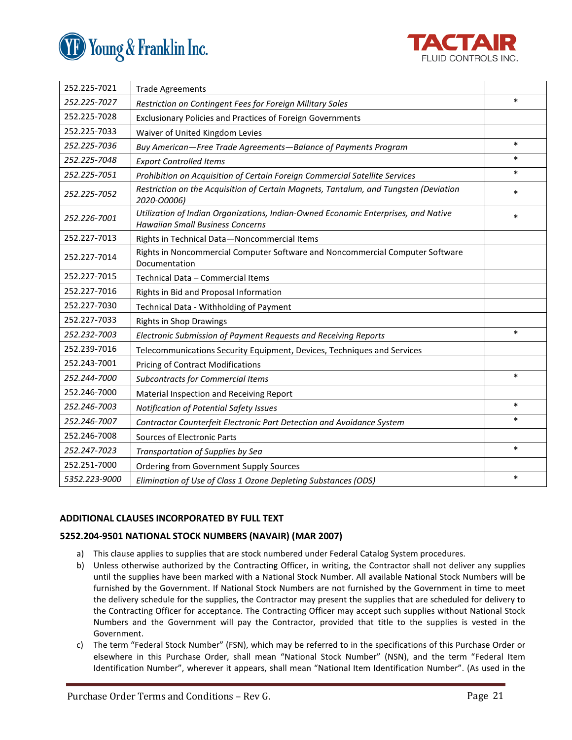| | | |
|---|---|---|
| 252.225-7021 | Trade Agreements | |
| *252.225-7027* | *Restriction on Contingent Fees for Foreign Military Sales* | * |
| 252.225-7028 | Exclusionary Policies and Practices of Foreign Governments | |
| 252.225-7033 | Waiver of United Kingdom Levies | |
| *252.225-7036* | *Buy American—Free Trade Agreements—Balance of Payments Program* | * |
| *252.225-7048* | *Export Controlled Items* | * |
| *252.225-7051* | *Prohibition on Acquisition of Certain Foreign Commercial Satellite Services* | * |
| *252.225-7052* | *Restriction on the Acquisition of Certain Magnets, Tantalum, and Tungsten (Deviation 2020-O0006)* | * |
| *252.226-7001* | *Utilization of Indian Organizations, Indian-Owned Economic Enterprises, and Native Hawaiian Small Business Concerns* | * |
| 252.227-7013 | Rights in Technical Data—Noncommercial Items | |
| 252.227-7014 | Rights in Noncommercial Computer Software and Noncommercial Computer Software Documentation | |
| 252.227-7015 | Technical Data – Commercial Items | |
| 252.227-7016 | Rights in Bid and Proposal Information | |
| 252.227-7030 | Technical Data - Withholding of Payment | |
| 252.227-7033 | Rights in Shop Drawings | |
| *252.232-7003* | *Electronic Submission of Payment Requests and Receiving Reports* | * |
| 252.239-7016 | Telecommunications Security Equipment, Devices, Techniques and Services | |
| 252.243-7001 | Pricing of Contract Modifications | |
| *252.244-7000* | *Subcontracts for Commercial Items* | * |
| 252.246-7000 | Material Inspection and Receiving Report | |
| *252.246-7003* | *Notification of Potential Safety Issues* | * |
| *252.246-7007* | *Contractor Counterfeit Electronic Part Detection and Avoidance System* | * |
| 252.246-7008 | Sources of Electronic Parts | |
| *252.247-7023* | *Transportation of Supplies by Sea* | * |
| 252.251-7000 | Ordering from Government Supply Sources | |
| *5352.223-9000* | *Elimination of Use of Class 1 Ozone Depleting Substances (ODS)* | * |

**ADDITIONAL CLAUSES INCORPORATED BY FULL TEXT**

**5252.204-9501 NATIONAL STOCK NUMBERS (NAVAIR) (MAR 2007)**

a) This clause applies to supplies that are stock numbered under Federal Catalog System procedures.

b) Unless otherwise authorized by the Contracting Officer, in writing, the Contractor shall not deliver any supplies until the supplies have been marked with a National Stock Number. All available National Stock Numbers will be furnished by the Government. If National Stock Numbers are not furnished by the Government in time to meet the delivery schedule for the supplies, the Contractor may present the supplies that are scheduled for delivery to the Contracting Officer for acceptance. The Contracting Officer may accept such supplies without National Stock Numbers and the Government will pay the Contractor, provided that title to the supplies is vested in the Government.

c) The term "Federal Stock Number" (FSN), which may be referred to in the specifications of this Purchase Order or elsewhere in this Purchase Order, shall mean "National Stock Number" (NSN), and the term "Federal Item Identification Number", wherever it appears, shall mean "National Item Identification Number". (As used in the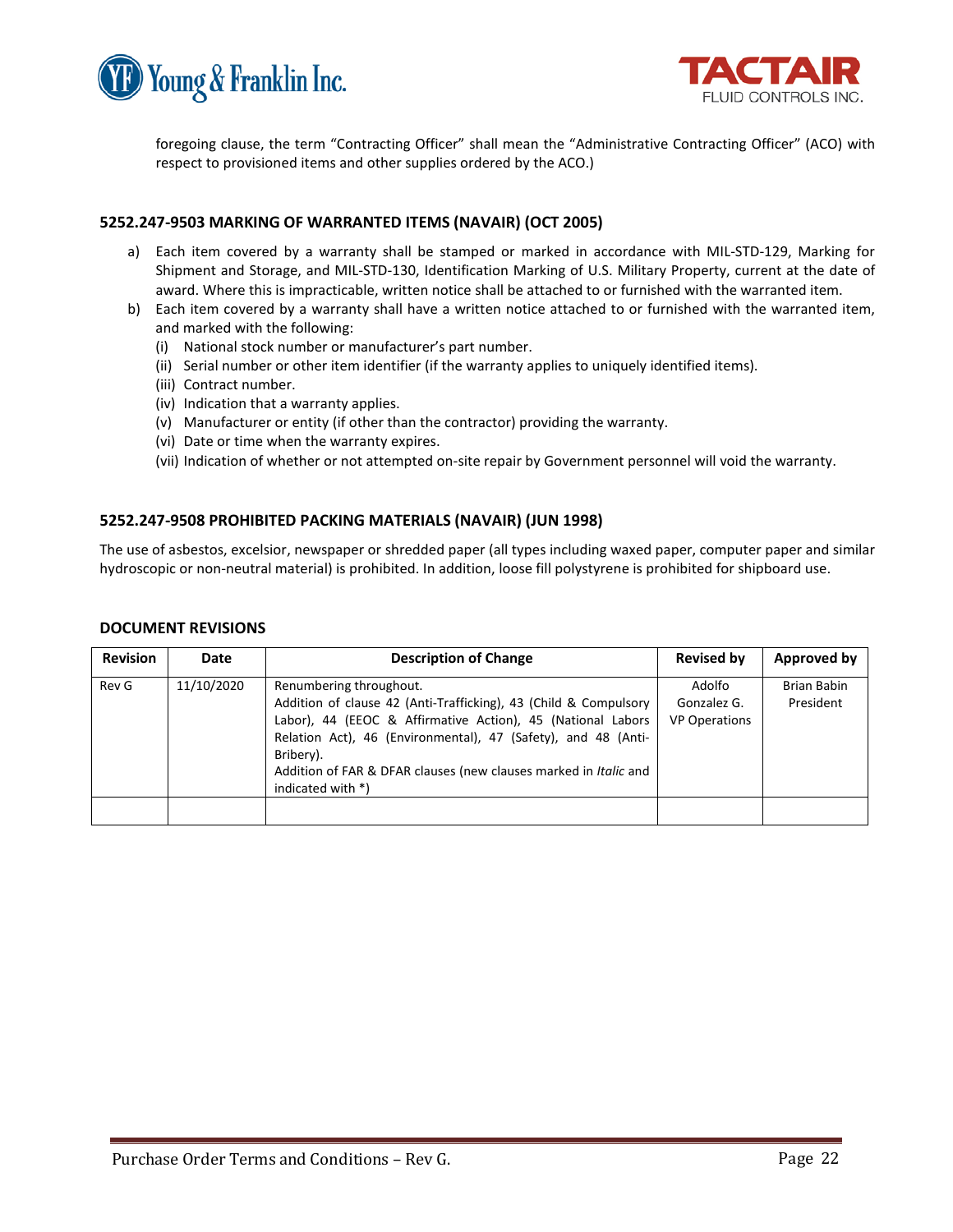foregoing clause, the term "Contracting Officer" shall mean the "Administrative Contracting Officer" (ACO) with respect to provisioned items and other supplies ordered by the ACO.)

### 5252.247-9503 MARKING OF WARRANTED ITEMS (NAVAIR) (OCT 2005)

a) Each item covered by a warranty shall be stamped or marked in accordance with MIL-STD-129, Marking for Shipment and Storage, and MIL-STD-130, Identification Marking of U.S. Military Property, current at the date of award. Where this is impracticable, written notice shall be attached to or furnished with the warranted item.

b) Each item covered by a warranty shall have a written notice attached to or furnished with the warranted item, and marked with the following:
   - (i) National stock number or manufacturer's part number.
   - (ii) Serial number or other item identifier (if the warranty applies to uniquely identified items).
   - (iii) Contract number.
   - (iv) Indication that a warranty applies.
   - (v) Manufacturer or entity (if other than the contractor) providing the warranty.
   - (vi) Date or time when the warranty expires.
   - (vii) Indication of whether or not attempted on-site repair by Government personnel will void the warranty.

### 5252.247-9508 PROHIBITED PACKING MATERIALS (NAVAIR) (JUN 1998)

The use of asbestos, excelsior, newspaper or shredded paper (all types including waxed paper, computer paper and similar hydroscopic or non-neutral material) is prohibited. In addition, loose fill polystyrene is prohibited for shipboard use.

### DOCUMENT REVISIONS

| Revision | Date | Description of Change | Revised by | Approved by |
|---|---|---|---|---|
| Rev G | 11/10/2020 | Renumbering throughout.<br>Addition of clause 42 (Anti-Trafficking), 43 (Child & Compulsory Labor), 44 (EEOC & Affirmative Action), 45 (National Labors Relation Act), 46 (Environmental), 47 (Safety), and 48 (Anti-Bribery).<br>Addition of FAR & DFAR clauses (new clauses marked in *Italic* and indicated with *) | Adolfo Gonzalez G. VP Operations | Brian Babin President |
| | | | | |